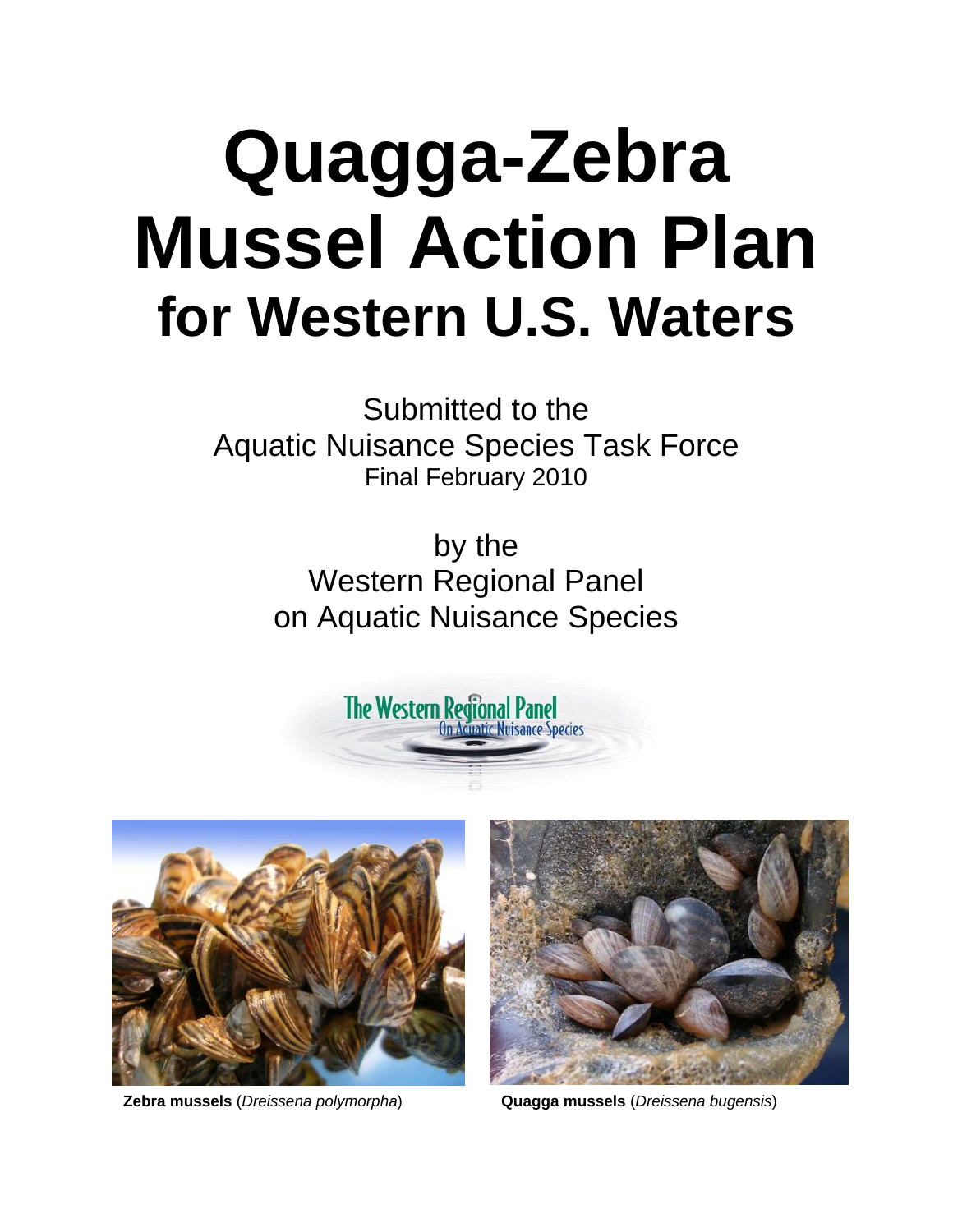# Quagga-Zebra Mussel Action Plan for Western U.S. Waters

Submitted to the
Aquatic Nuisance Species Task Force
Final February 2010

by the
Western Regional Panel
on Aquatic Nuisance Species

The Western Regional Panel On Aquatic Nuisance Species

**Zebra mussels** (*Dreissena polymorpha*)

**Quagga mussels** (*Dreissena bugensis*)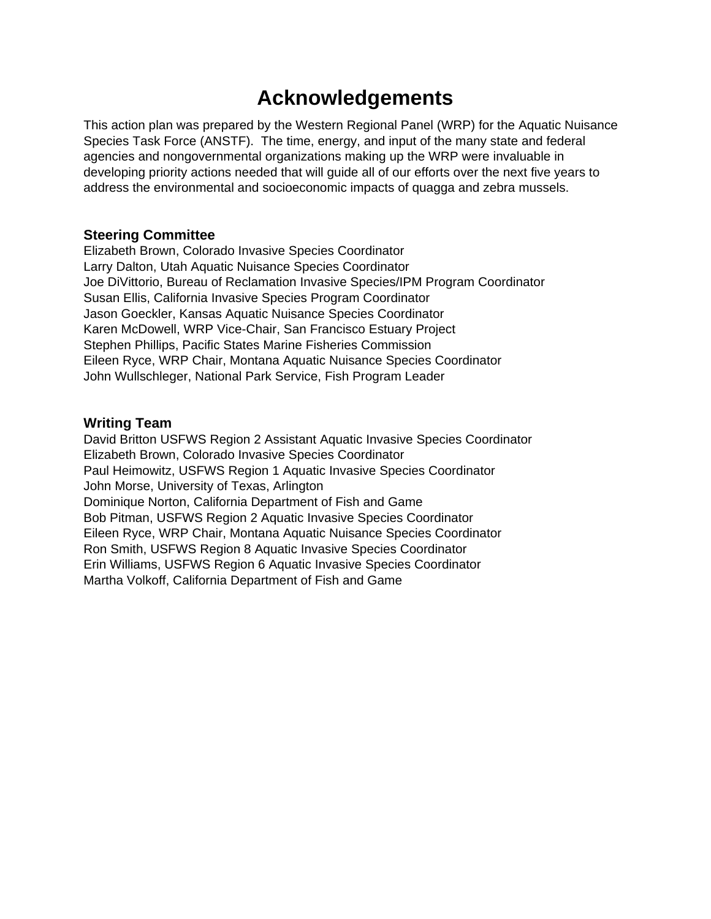# Acknowledgements

This action plan was prepared by the Western Regional Panel (WRP) for the Aquatic Nuisance Species Task Force (ANSTF). The time, energy, and input of the many state and federal agencies and nongovernmental organizations making up the WRP were invaluable in developing priority actions needed that will guide all of our efforts over the next five years to address the environmental and socioeconomic impacts of quagga and zebra mussels.

### Steering Committee

Elizabeth Brown, Colorado Invasive Species Coordinator
Larry Dalton, Utah Aquatic Nuisance Species Coordinator
Joe DiVittorio, Bureau of Reclamation Invasive Species/IPM Program Coordinator
Susan Ellis, California Invasive Species Program Coordinator
Jason Goeckler, Kansas Aquatic Nuisance Species Coordinator
Karen McDowell, WRP Vice-Chair, San Francisco Estuary Project
Stephen Phillips, Pacific States Marine Fisheries Commission
Eileen Ryce, WRP Chair, Montana Aquatic Nuisance Species Coordinator
John Wullschleger, National Park Service, Fish Program Leader

### Writing Team

David Britton USFWS Region 2 Assistant Aquatic Invasive Species Coordinator
Elizabeth Brown, Colorado Invasive Species Coordinator
Paul Heimowitz, USFWS Region 1 Aquatic Invasive Species Coordinator
John Morse, University of Texas, Arlington
Dominique Norton, California Department of Fish and Game
Bob Pitman, USFWS Region 2 Aquatic Invasive Species Coordinator
Eileen Ryce, WRP Chair, Montana Aquatic Nuisance Species Coordinator
Ron Smith, USFWS Region 8 Aquatic Invasive Species Coordinator
Erin Williams, USFWS Region 6 Aquatic Invasive Species Coordinator
Martha Volkoff, California Department of Fish and Game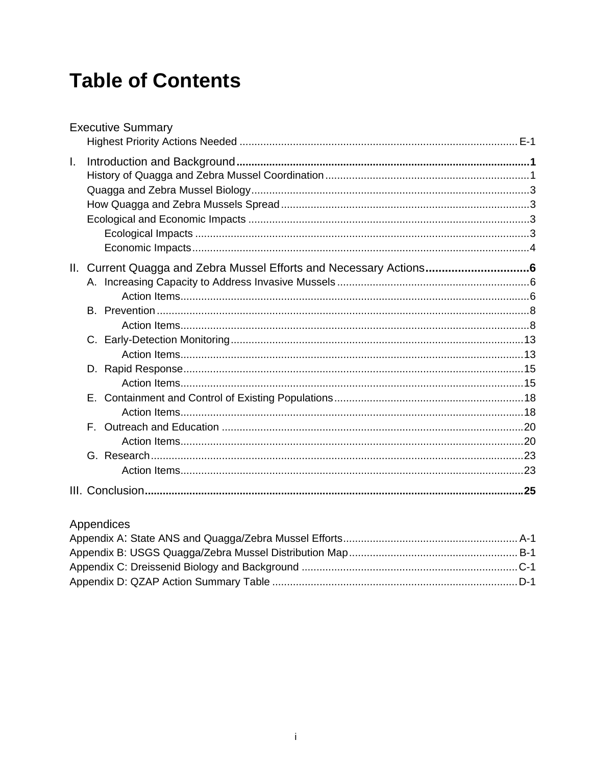# Table of Contents

Executive Summary

Highest Priority Actions Needed ............................................................................................. E-1

I. Introduction and Background .................................................................................................. 1

History of Quagga and Zebra Mussel Coordination .................................................................... 1

Quagga and Zebra Mussel Biology ............................................................................................. 3

How Quagga and Zebra Mussels Spread ................................................................................... 3

Ecological and Economic Impacts .............................................................................................. 3

Ecological Impacts ................................................................................................................ 3

Economic Impacts ................................................................................................................. 4

II. Current Quagga and Zebra Mussel Efforts and Necessary Actions ................................ 6

A. Increasing Capacity to Address Invasive Mussels ................................................................. 6

Action Items ..................................................................................................................... 6

B. Prevention ............................................................................................................................. 8

Action Items ..................................................................................................................... 8

C. Early-Detection Monitoring .................................................................................................. 13

Action Items ................................................................................................................... 13

D. Rapid Response .................................................................................................................. 15

Action Items ................................................................................................................... 15

E. Containment and Control of Existing Populations ................................................................ 18

Action Items ................................................................................................................... 18

F. Outreach and Education ..................................................................................................... 20

Action Items ................................................................................................................... 20

G. Research ............................................................................................................................. 23

Action Items ................................................................................................................... 23

III. Conclusion .............................................................................................................................. 25

Appendices

Appendix A: State ANS and Quagga/Zebra Mussel Efforts ........................................................... A-1

Appendix B: USGS Quagga/Zebra Mussel Distribution Map ......................................................... B-1

Appendix C: Dreissenid Biology and Background ......................................................................... C-1

Appendix D: QZAP Action Summary Table .................................................................................. D-1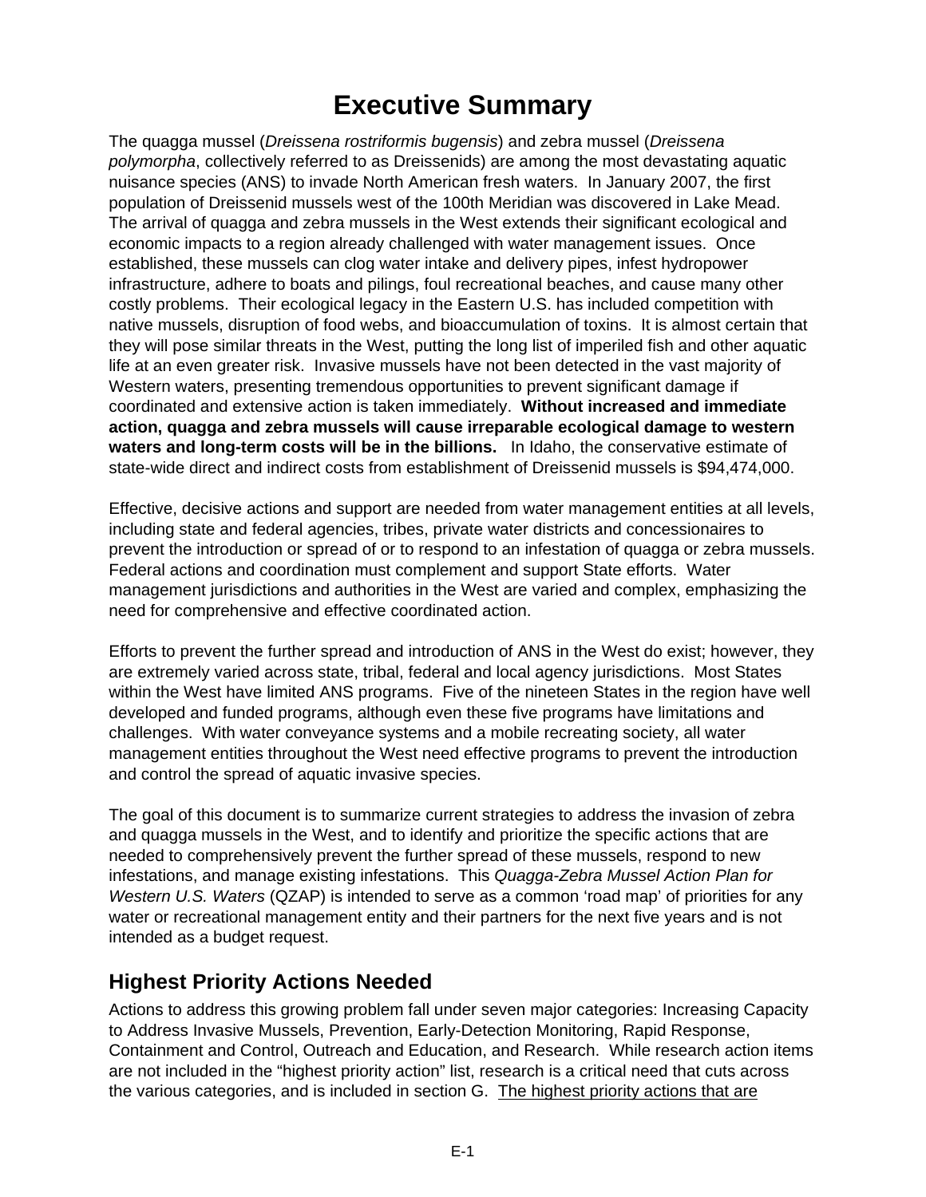# Executive Summary

The quagga mussel (*Dreissena rostriformis bugensis*) and zebra mussel (*Dreissena polymorpha*, collectively referred to as Dreissenids) are among the most devastating aquatic nuisance species (ANS) to invade North American fresh waters. In January 2007, the first population of Dreissenid mussels west of the 100th Meridian was discovered in Lake Mead. The arrival of quagga and zebra mussels in the West extends their significant ecological and economic impacts to a region already challenged with water management issues. Once established, these mussels can clog water intake and delivery pipes, infest hydropower infrastructure, adhere to boats and pilings, foul recreational beaches, and cause many other costly problems. Their ecological legacy in the Eastern U.S. has included competition with native mussels, disruption of food webs, and bioaccumulation of toxins. It is almost certain that they will pose similar threats in the West, putting the long list of imperiled fish and other aquatic life at an even greater risk. Invasive mussels have not been detected in the vast majority of Western waters, presenting tremendous opportunities to prevent significant damage if coordinated and extensive action is taken immediately. **Without increased and immediate action, quagga and zebra mussels will cause irreparable ecological damage to western waters and long-term costs will be in the billions.** In Idaho, the conservative estimate of state-wide direct and indirect costs from establishment of Dreissenid mussels is $94,474,000.

Effective, decisive actions and support are needed from water management entities at all levels, including state and federal agencies, tribes, private water districts and concessionaires to prevent the introduction or spread of or to respond to an infestation of quagga or zebra mussels. Federal actions and coordination must complement and support State efforts. Water management jurisdictions and authorities in the West are varied and complex, emphasizing the need for comprehensive and effective coordinated action.

Efforts to prevent the further spread and introduction of ANS in the West do exist; however, they are extremely varied across state, tribal, federal and local agency jurisdictions. Most States within the West have limited ANS programs. Five of the nineteen States in the region have well developed and funded programs, although even these five programs have limitations and challenges. With water conveyance systems and a mobile recreating society, all water management entities throughout the West need effective programs to prevent the introduction and control the spread of aquatic invasive species.

The goal of this document is to summarize current strategies to address the invasion of zebra and quagga mussels in the West, and to identify and prioritize the specific actions that are needed to comprehensively prevent the further spread of these mussels, respond to new infestations, and manage existing infestations. This *Quagga-Zebra Mussel Action Plan for Western U.S. Waters* (QZAP) is intended to serve as a common 'road map' of priorities for any water or recreational management entity and their partners for the next five years and is not intended as a budget request.

## Highest Priority Actions Needed

Actions to address this growing problem fall under seven major categories: Increasing Capacity to Address Invasive Mussels, Prevention, Early-Detection Monitoring, Rapid Response, Containment and Control, Outreach and Education, and Research. While research action items are not included in the "highest priority action" list, research is a critical need that cuts across the various categories, and is included in section G. <u>The highest priority actions that are</u>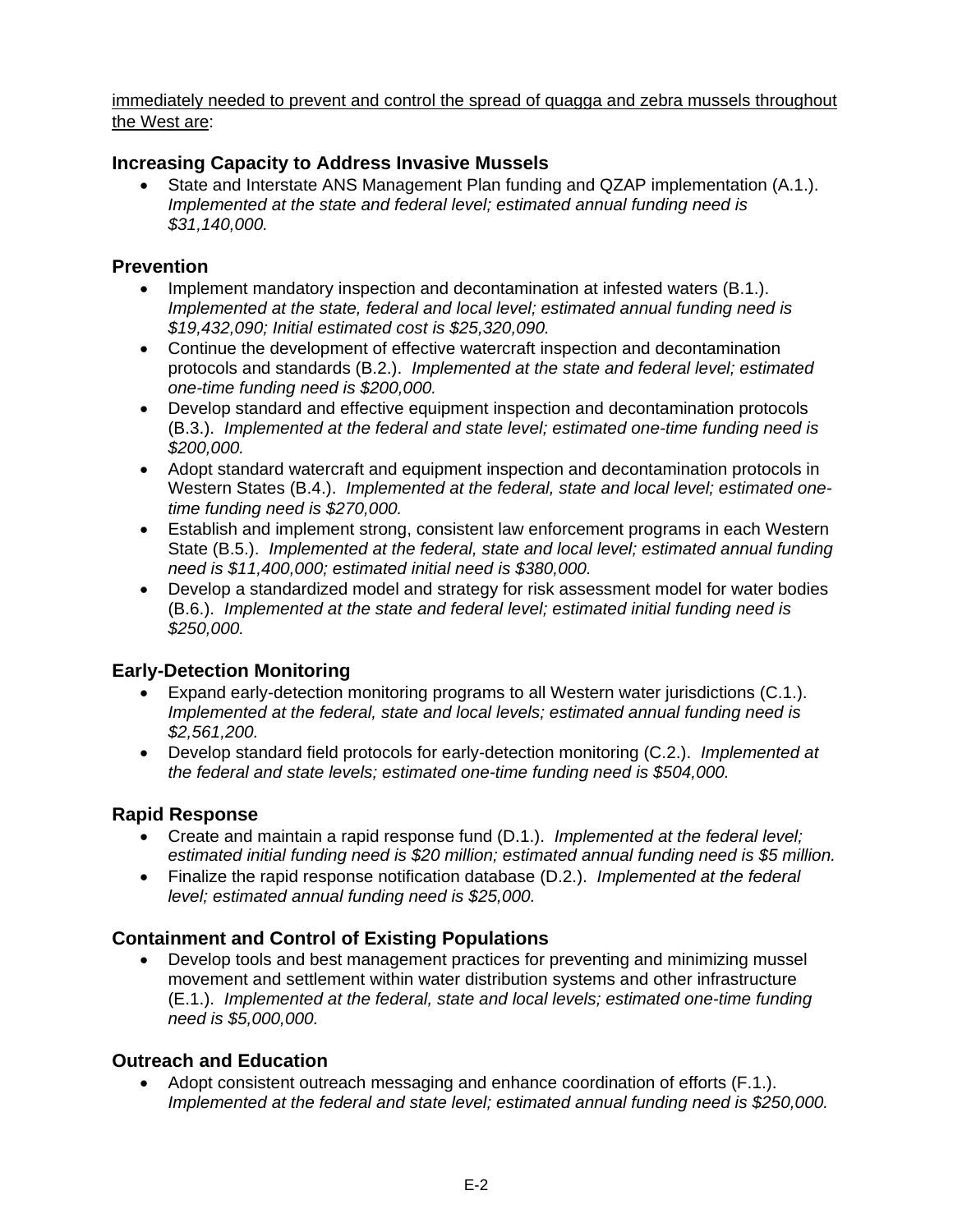<u>immediately needed to prevent and control the spread of quagga and zebra mussels throughout the West are</u>:

### Increasing Capacity to Address Invasive Mussels

- State and Interstate ANS Management Plan funding and QZAP implementation (A.1.). *Implemented at the state and federal level; estimated annual funding need is $31,140,000.*

### Prevention

- Implement mandatory inspection and decontamination at infested waters (B.1.). *Implemented at the state, federal and local level; estimated annual funding need is $19,432,090; Initial estimated cost is $25,320,090.*
- Continue the development of effective watercraft inspection and decontamination protocols and standards (B.2.). *Implemented at the state and federal level; estimated one-time funding need is $200,000.*
- Develop standard and effective equipment inspection and decontamination protocols (B.3.). *Implemented at the federal and state level; estimated one-time funding need is $200,000.*
- Adopt standard watercraft and equipment inspection and decontamination protocols in Western States (B.4.). *Implemented at the federal, state and local level; estimated one-time funding need is $270,000.*
- Establish and implement strong, consistent law enforcement programs in each Western State (B.5.). *Implemented at the federal, state and local level; estimated annual funding need is $11,400,000; estimated initial need is $380,000.*
- Develop a standardized model and strategy for risk assessment model for water bodies (B.6.). *Implemented at the state and federal level; estimated initial funding need is $250,000.*

### Early-Detection Monitoring

- Expand early-detection monitoring programs to all Western water jurisdictions (C.1.). *Implemented at the federal, state and local levels; estimated annual funding need is $2,561,200.*
- Develop standard field protocols for early-detection monitoring (C.2.). *Implemented at the federal and state levels; estimated one-time funding need is $504,000.*

### Rapid Response

- Create and maintain a rapid response fund (D.1.). *Implemented at the federal level; estimated initial funding need is $20 million; estimated annual funding need is $5 million.*
- Finalize the rapid response notification database (D.2.). *Implemented at the federal level; estimated annual funding need is $25,000.*

### Containment and Control of Existing Populations

- Develop tools and best management practices for preventing and minimizing mussel movement and settlement within water distribution systems and other infrastructure (E.1.). *Implemented at the federal, state and local levels; estimated one-time funding need is $5,000,000.*

### Outreach and Education

- Adopt consistent outreach messaging and enhance coordination of efforts (F.1.). *Implemented at the federal and state level; estimated annual funding need is $250,000.*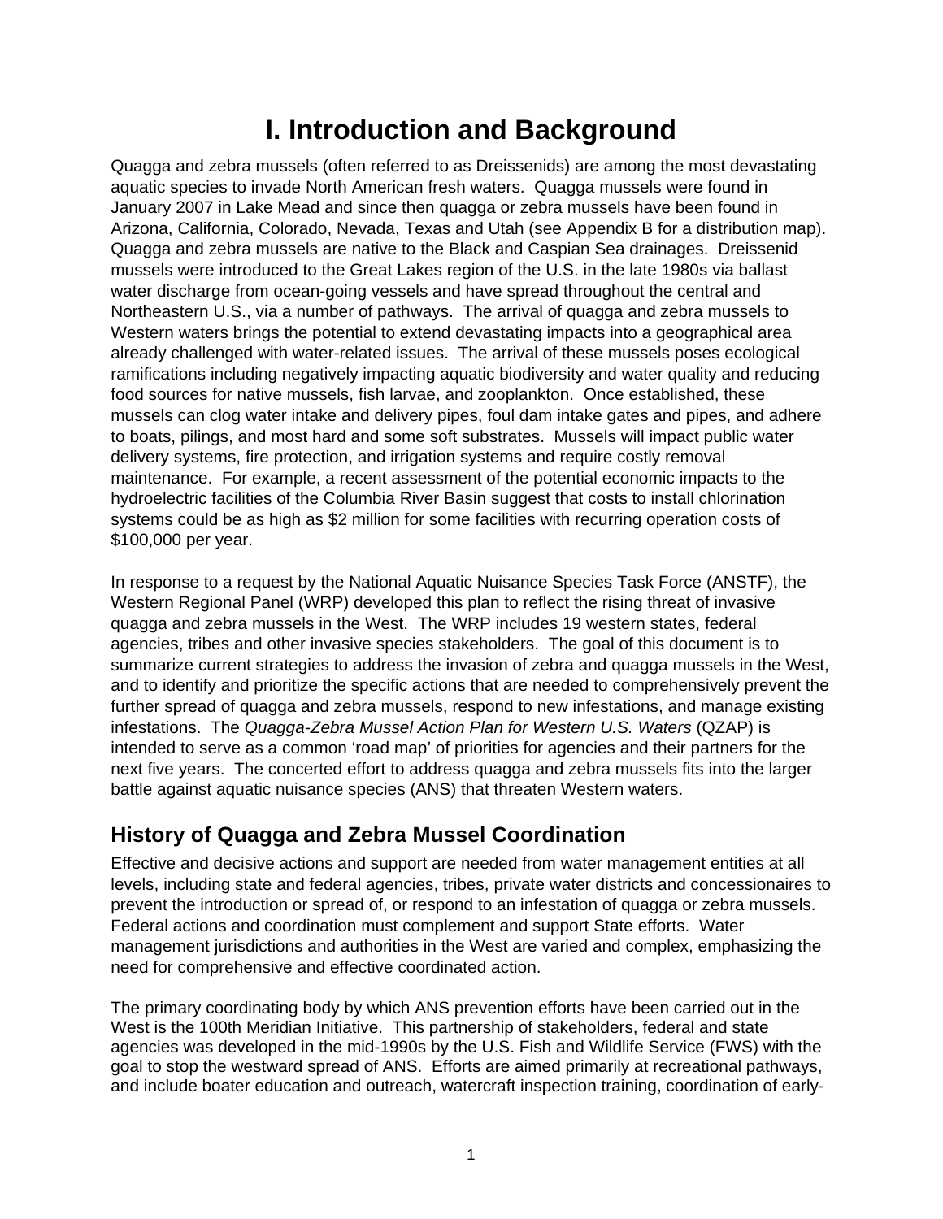# I. Introduction and Background

Quagga and zebra mussels (often referred to as Dreissenids) are among the most devastating aquatic species to invade North American fresh waters. Quagga mussels were found in January 2007 in Lake Mead and since then quagga or zebra mussels have been found in Arizona, California, Colorado, Nevada, Texas and Utah (see Appendix B for a distribution map). Quagga and zebra mussels are native to the Black and Caspian Sea drainages. Dreissenid mussels were introduced to the Great Lakes region of the U.S. in the late 1980s via ballast water discharge from ocean-going vessels and have spread throughout the central and Northeastern U.S., via a number of pathways. The arrival of quagga and zebra mussels to Western waters brings the potential to extend devastating impacts into a geographical area already challenged with water-related issues. The arrival of these mussels poses ecological ramifications including negatively impacting aquatic biodiversity and water quality and reducing food sources for native mussels, fish larvae, and zooplankton. Once established, these mussels can clog water intake and delivery pipes, foul dam intake gates and pipes, and adhere to boats, pilings, and most hard and some soft substrates. Mussels will impact public water delivery systems, fire protection, and irrigation systems and require costly removal maintenance. For example, a recent assessment of the potential economic impacts to the hydroelectric facilities of the Columbia River Basin suggest that costs to install chlorination systems could be as high as $2 million for some facilities with recurring operation costs of $100,000 per year.

In response to a request by the National Aquatic Nuisance Species Task Force (ANSTF), the Western Regional Panel (WRP) developed this plan to reflect the rising threat of invasive quagga and zebra mussels in the West. The WRP includes 19 western states, federal agencies, tribes and other invasive species stakeholders. The goal of this document is to summarize current strategies to address the invasion of zebra and quagga mussels in the West, and to identify and prioritize the specific actions that are needed to comprehensively prevent the further spread of quagga and zebra mussels, respond to new infestations, and manage existing infestations. The *Quagga-Zebra Mussel Action Plan for Western U.S. Waters* (QZAP) is intended to serve as a common 'road map' of priorities for agencies and their partners for the next five years. The concerted effort to address quagga and zebra mussels fits into the larger battle against aquatic nuisance species (ANS) that threaten Western waters.

## History of Quagga and Zebra Mussel Coordination

Effective and decisive actions and support are needed from water management entities at all levels, including state and federal agencies, tribes, private water districts and concessionaires to prevent the introduction or spread of, or respond to an infestation of quagga or zebra mussels. Federal actions and coordination must complement and support State efforts. Water management jurisdictions and authorities in the West are varied and complex, emphasizing the need for comprehensive and effective coordinated action.

The primary coordinating body by which ANS prevention efforts have been carried out in the West is the 100th Meridian Initiative. This partnership of stakeholders, federal and state agencies was developed in the mid-1990s by the U.S. Fish and Wildlife Service (FWS) with the goal to stop the westward spread of ANS. Efforts are aimed primarily at recreational pathways, and include boater education and outreach, watercraft inspection training, coordination of early-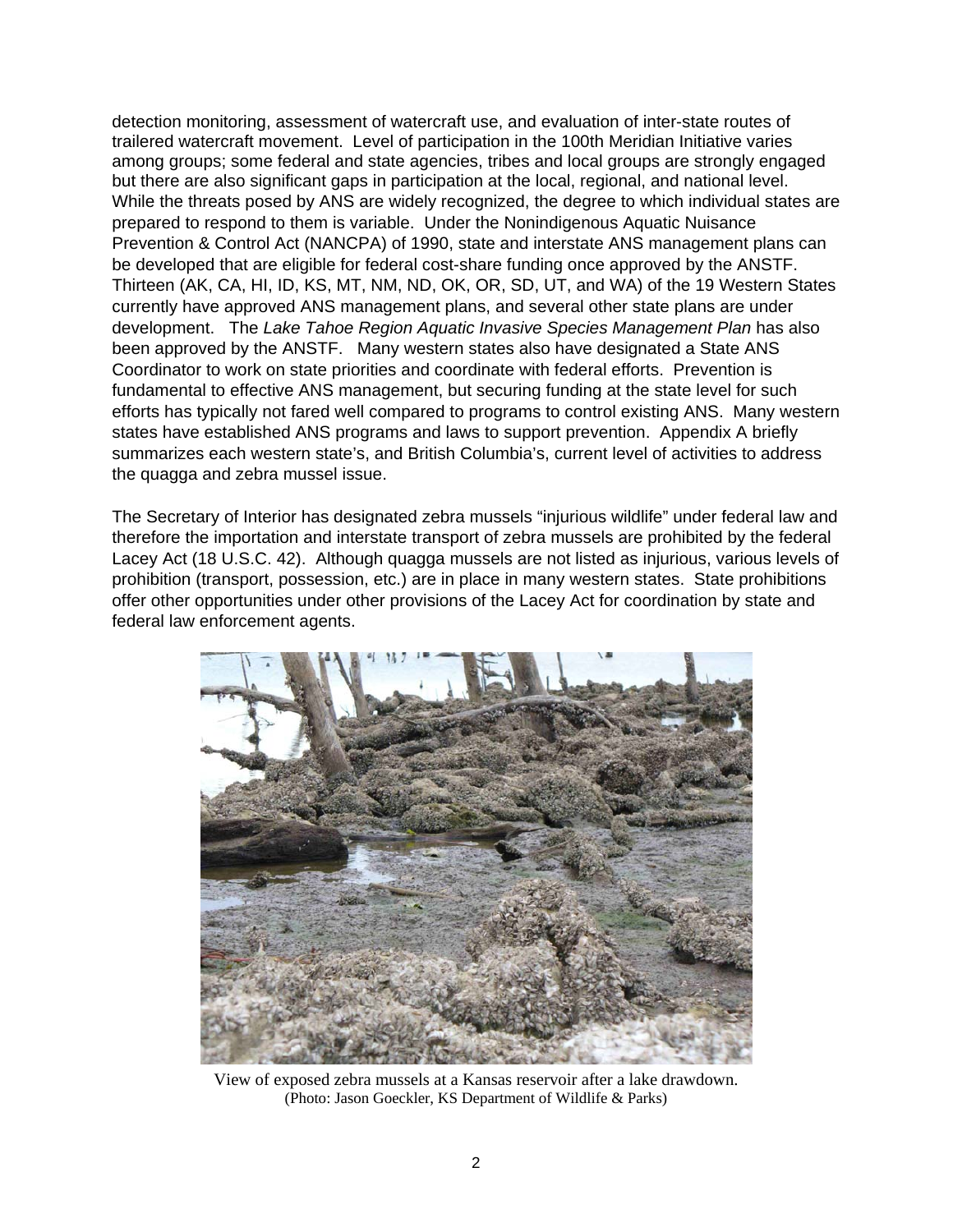detection monitoring, assessment of watercraft use, and evaluation of inter-state routes of trailered watercraft movement. Level of participation in the 100th Meridian Initiative varies among groups; some federal and state agencies, tribes and local groups are strongly engaged but there are also significant gaps in participation at the local, regional, and national level. While the threats posed by ANS are widely recognized, the degree to which individual states are prepared to respond to them is variable. Under the Nonindigenous Aquatic Nuisance Prevention & Control Act (NANCPA) of 1990, state and interstate ANS management plans can be developed that are eligible for federal cost-share funding once approved by the ANSTF. Thirteen (AK, CA, HI, ID, KS, MT, NM, ND, OK, OR, SD, UT, and WA) of the 19 Western States currently have approved ANS management plans, and several other state plans are under development. The *Lake Tahoe Region Aquatic Invasive Species Management Plan* has also been approved by the ANSTF. Many western states also have designated a State ANS Coordinator to work on state priorities and coordinate with federal efforts. Prevention is fundamental to effective ANS management, but securing funding at the state level for such efforts has typically not fared well compared to programs to control existing ANS. Many western states have established ANS programs and laws to support prevention. Appendix A briefly summarizes each western state's, and British Columbia's, current level of activities to address the quagga and zebra mussel issue.

The Secretary of Interior has designated zebra mussels "injurious wildlife" under federal law and therefore the importation and interstate transport of zebra mussels are prohibited by the federal Lacey Act (18 U.S.C. 42). Although quagga mussels are not listed as injurious, various levels of prohibition (transport, possession, etc.) are in place in many western states. State prohibitions offer other opportunities under other provisions of the Lacey Act for coordination by state and federal law enforcement agents.

View of exposed zebra mussels at a Kansas reservoir after a lake drawdown.
(Photo: Jason Goeckler, KS Department of Wildlife & Parks)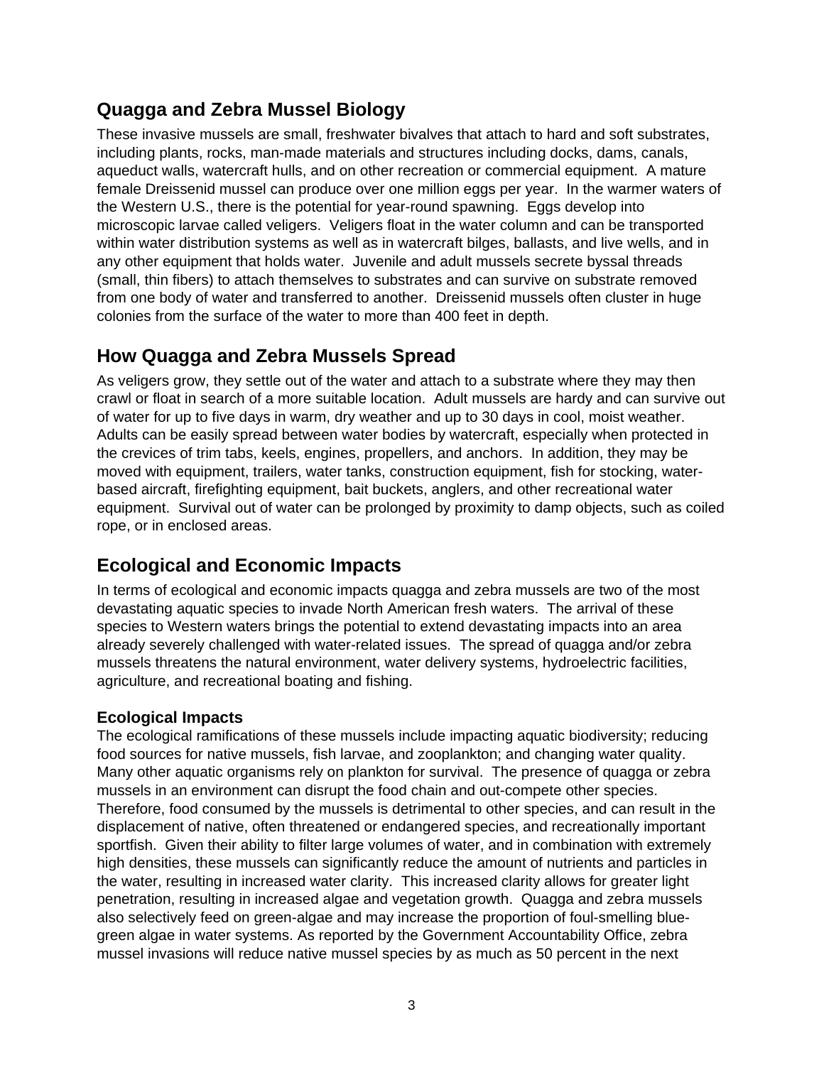## Quagga and Zebra Mussel Biology

These invasive mussels are small, freshwater bivalves that attach to hard and soft substrates, including plants, rocks, man-made materials and structures including docks, dams, canals, aqueduct walls, watercraft hulls, and on other recreation or commercial equipment. A mature female Dreissenid mussel can produce over one million eggs per year. In the warmer waters of the Western U.S., there is the potential for year-round spawning. Eggs develop into microscopic larvae called veligers. Veligers float in the water column and can be transported within water distribution systems as well as in watercraft bilges, ballasts, and live wells, and in any other equipment that holds water. Juvenile and adult mussels secrete byssal threads (small, thin fibers) to attach themselves to substrates and can survive on substrate removed from one body of water and transferred to another. Dreissenid mussels often cluster in huge colonies from the surface of the water to more than 400 feet in depth.

## How Quagga and Zebra Mussels Spread

As veligers grow, they settle out of the water and attach to a substrate where they may then crawl or float in search of a more suitable location. Adult mussels are hardy and can survive out of water for up to five days in warm, dry weather and up to 30 days in cool, moist weather. Adults can be easily spread between water bodies by watercraft, especially when protected in the crevices of trim tabs, keels, engines, propellers, and anchors. In addition, they may be moved with equipment, trailers, water tanks, construction equipment, fish for stocking, water-based aircraft, firefighting equipment, bait buckets, anglers, and other recreational water equipment. Survival out of water can be prolonged by proximity to damp objects, such as coiled rope, or in enclosed areas.

## Ecological and Economic Impacts

In terms of ecological and economic impacts quagga and zebra mussels are two of the most devastating aquatic species to invade North American fresh waters. The arrival of these species to Western waters brings the potential to extend devastating impacts into an area already severely challenged with water-related issues. The spread of quagga and/or zebra mussels threatens the natural environment, water delivery systems, hydroelectric facilities, agriculture, and recreational boating and fishing.

### Ecological Impacts

The ecological ramifications of these mussels include impacting aquatic biodiversity; reducing food sources for native mussels, fish larvae, and zooplankton; and changing water quality. Many other aquatic organisms rely on plankton for survival. The presence of quagga or zebra mussels in an environment can disrupt the food chain and out-compete other species. Therefore, food consumed by the mussels is detrimental to other species, and can result in the displacement of native, often threatened or endangered species, and recreationally important sportfish. Given their ability to filter large volumes of water, and in combination with extremely high densities, these mussels can significantly reduce the amount of nutrients and particles in the water, resulting in increased water clarity. This increased clarity allows for greater light penetration, resulting in increased algae and vegetation growth. Quagga and zebra mussels also selectively feed on green-algae and may increase the proportion of foul-smelling blue-green algae in water systems. As reported by the Government Accountability Office, zebra mussel invasions will reduce native mussel species by as much as 50 percent in the next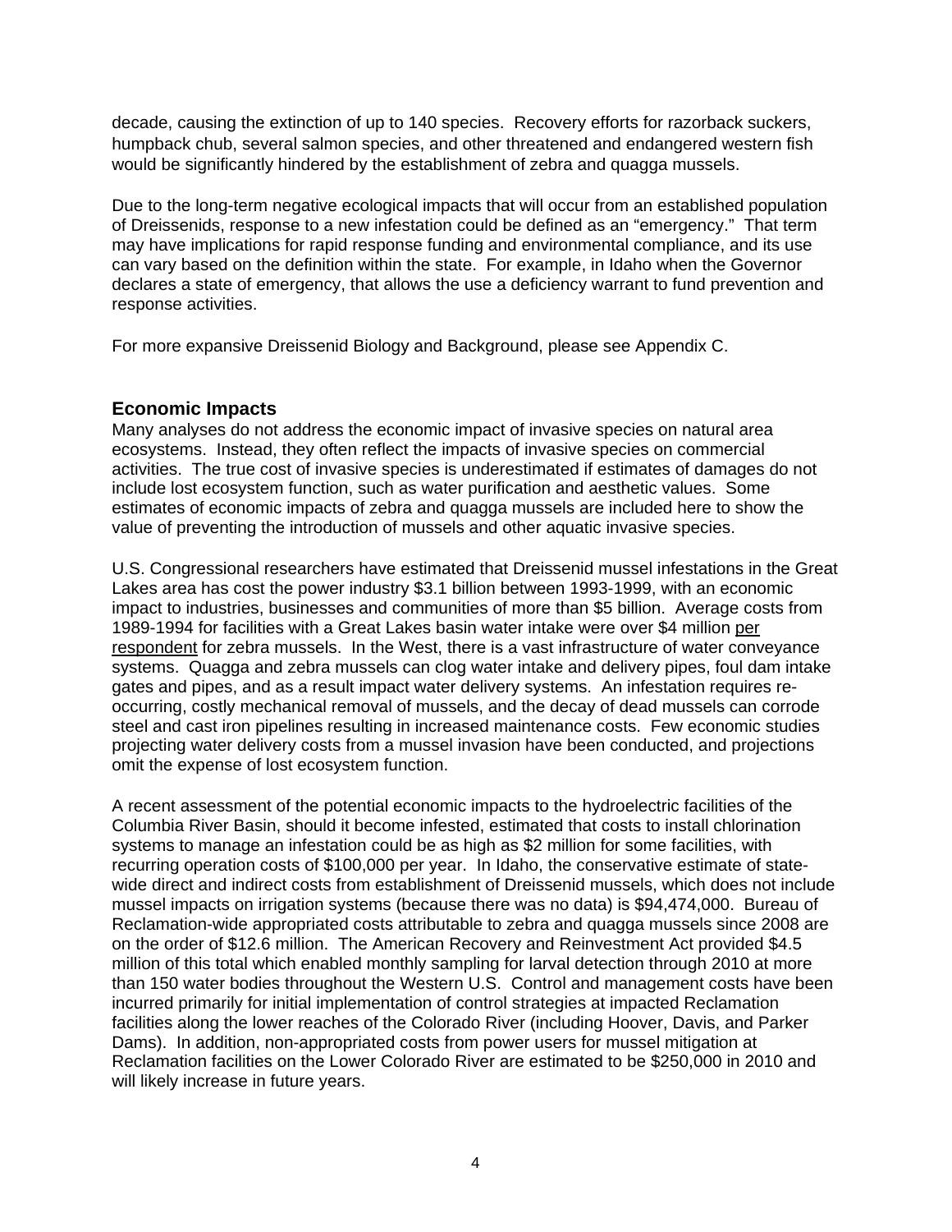decade, causing the extinction of up to 140 species. Recovery efforts for razorback suckers, humpback chub, several salmon species, and other threatened and endangered western fish would be significantly hindered by the establishment of zebra and quagga mussels.

Due to the long-term negative ecological impacts that will occur from an established population of Dreissenids, response to a new infestation could be defined as an "emergency." That term may have implications for rapid response funding and environmental compliance, and its use can vary based on the definition within the state. For example, in Idaho when the Governor declares a state of emergency, that allows the use a deficiency warrant to fund prevention and response activities.

For more expansive Dreissenid Biology and Background, please see Appendix C.

## Economic Impacts

Many analyses do not address the economic impact of invasive species on natural area ecosystems. Instead, they often reflect the impacts of invasive species on commercial activities. The true cost of invasive species is underestimated if estimates of damages do not include lost ecosystem function, such as water purification and aesthetic values. Some estimates of economic impacts of zebra and quagga mussels are included here to show the value of preventing the introduction of mussels and other aquatic invasive species.

U.S. Congressional researchers have estimated that Dreissenid mussel infestations in the Great Lakes area has cost the power industry $3.1 billion between 1993-1999, with an economic impact to industries, businesses and communities of more than $5 billion. Average costs from 1989-1994 for facilities with a Great Lakes basin water intake were over $4 million per respondent for zebra mussels. In the West, there is a vast infrastructure of water conveyance systems. Quagga and zebra mussels can clog water intake and delivery pipes, foul dam intake gates and pipes, and as a result impact water delivery systems. An infestation requires re-occurring, costly mechanical removal of mussels, and the decay of dead mussels can corrode steel and cast iron pipelines resulting in increased maintenance costs. Few economic studies projecting water delivery costs from a mussel invasion have been conducted, and projections omit the expense of lost ecosystem function.

A recent assessment of the potential economic impacts to the hydroelectric facilities of the Columbia River Basin, should it become infested, estimated that costs to install chlorination systems to manage an infestation could be as high as $2 million for some facilities, with recurring operation costs of $100,000 per year. In Idaho, the conservative estimate of state-wide direct and indirect costs from establishment of Dreissenid mussels, which does not include mussel impacts on irrigation systems (because there was no data) is $94,474,000. Bureau of Reclamation-wide appropriated costs attributable to zebra and quagga mussels since 2008 are on the order of $12.6 million. The American Recovery and Reinvestment Act provided $4.5 million of this total which enabled monthly sampling for larval detection through 2010 at more than 150 water bodies throughout the Western U.S. Control and management costs have been incurred primarily for initial implementation of control strategies at impacted Reclamation facilities along the lower reaches of the Colorado River (including Hoover, Davis, and Parker Dams). In addition, non-appropriated costs from power users for mussel mitigation at Reclamation facilities on the Lower Colorado River are estimated to be $250,000 in 2010 and will likely increase in future years.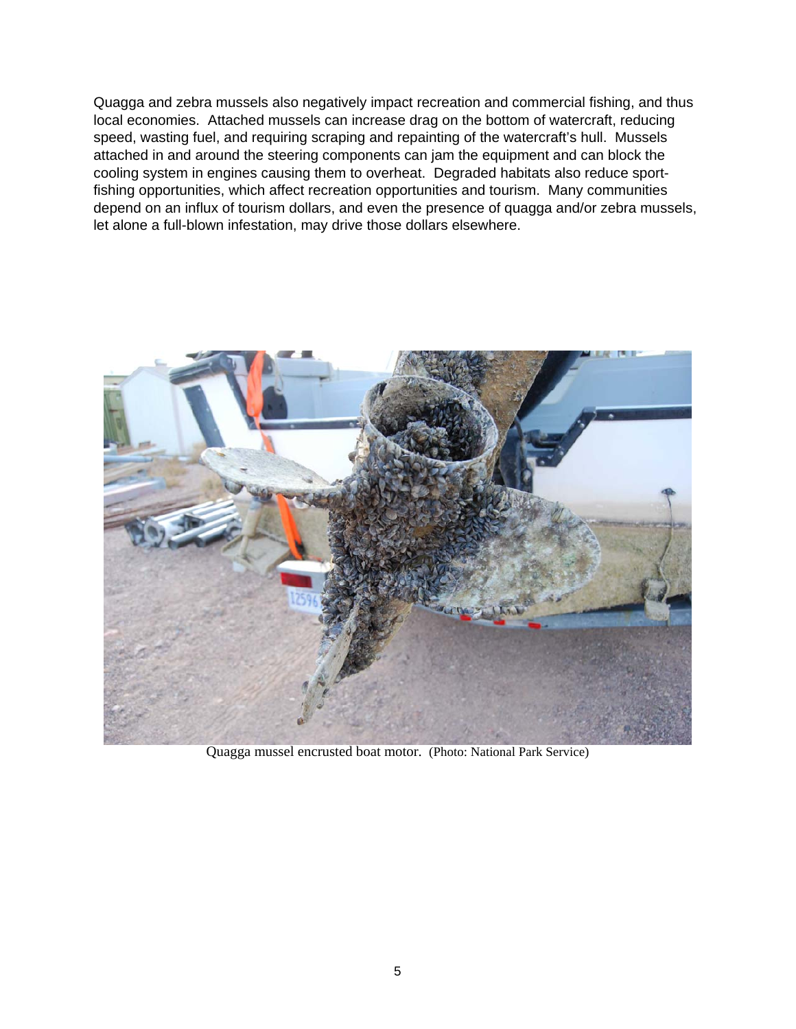Quagga and zebra mussels also negatively impact recreation and commercial fishing, and thus local economies. Attached mussels can increase drag on the bottom of watercraft, reducing speed, wasting fuel, and requiring scraping and repainting of the watercraft's hull. Mussels attached in and around the steering components can jam the equipment and can block the cooling system in engines causing them to overheat. Degraded habitats also reduce sport-fishing opportunities, which affect recreation opportunities and tourism. Many communities depend on an influx of tourism dollars, and even the presence of quagga and/or zebra mussels, let alone a full-blown infestation, may drive those dollars elsewhere.

Quagga mussel encrusted boat motor. (Photo: National Park Service)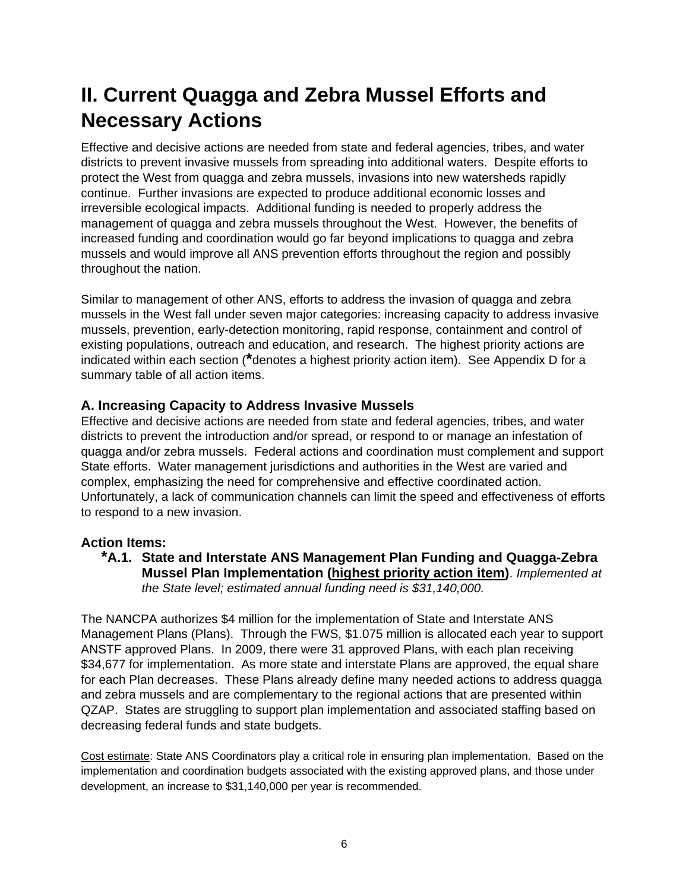# II. Current Quagga and Zebra Mussel Efforts and Necessary Actions

Effective and decisive actions are needed from state and federal agencies, tribes, and water districts to prevent invasive mussels from spreading into additional waters. Despite efforts to protect the West from quagga and zebra mussels, invasions into new watersheds rapidly continue. Further invasions are expected to produce additional economic losses and irreversible ecological impacts. Additional funding is needed to properly address the management of quagga and zebra mussels throughout the West. However, the benefits of increased funding and coordination would go far beyond implications to quagga and zebra mussels and would improve all ANS prevention efforts throughout the region and possibly throughout the nation.

Similar to management of other ANS, efforts to address the invasion of quagga and zebra mussels in the West fall under seven major categories: increasing capacity to address invasive mussels, prevention, early-detection monitoring, rapid response, containment and control of existing populations, outreach and education, and research. The highest priority actions are indicated within each section (*denotes a highest priority action item). See Appendix D for a summary table of all action items.

### A. Increasing Capacity to Address Invasive Mussels

Effective and decisive actions are needed from state and federal agencies, tribes, and water districts to prevent the introduction and/or spread, or respond to or manage an infestation of quagga and/or zebra mussels. Federal actions and coordination must complement and support State efforts. Water management jurisdictions and authorities in the West are varied and complex, emphasizing the need for comprehensive and effective coordinated action. Unfortunately, a lack of communication channels can limit the speed and effectiveness of efforts to respond to a new invasion.

### Action Items:

**\*A.1. State and Interstate ANS Management Plan Funding and Quagga-Zebra Mussel Plan Implementation (<u>highest priority action item</u>)**. *Implemented at the State level; estimated annual funding need is $31,140,000.*

The NANCPA authorizes $4 million for the implementation of State and Interstate ANS Management Plans (Plans). Through the FWS, $1.075 million is allocated each year to support ANSTF approved Plans. In 2009, there were 31 approved Plans, with each plan receiving $34,677 for implementation. As more state and interstate Plans are approved, the equal share for each Plan decreases. These Plans already define many needed actions to address quagga and zebra mussels and are complementary to the regional actions that are presented within QZAP. States are struggling to support plan implementation and associated staffing based on decreasing federal funds and state budgets.

<u>Cost estimate</u>: State ANS Coordinators play a critical role in ensuring plan implementation. Based on the implementation and coordination budgets associated with the existing approved plans, and those under development, an increase to $31,140,000 per year is recommended.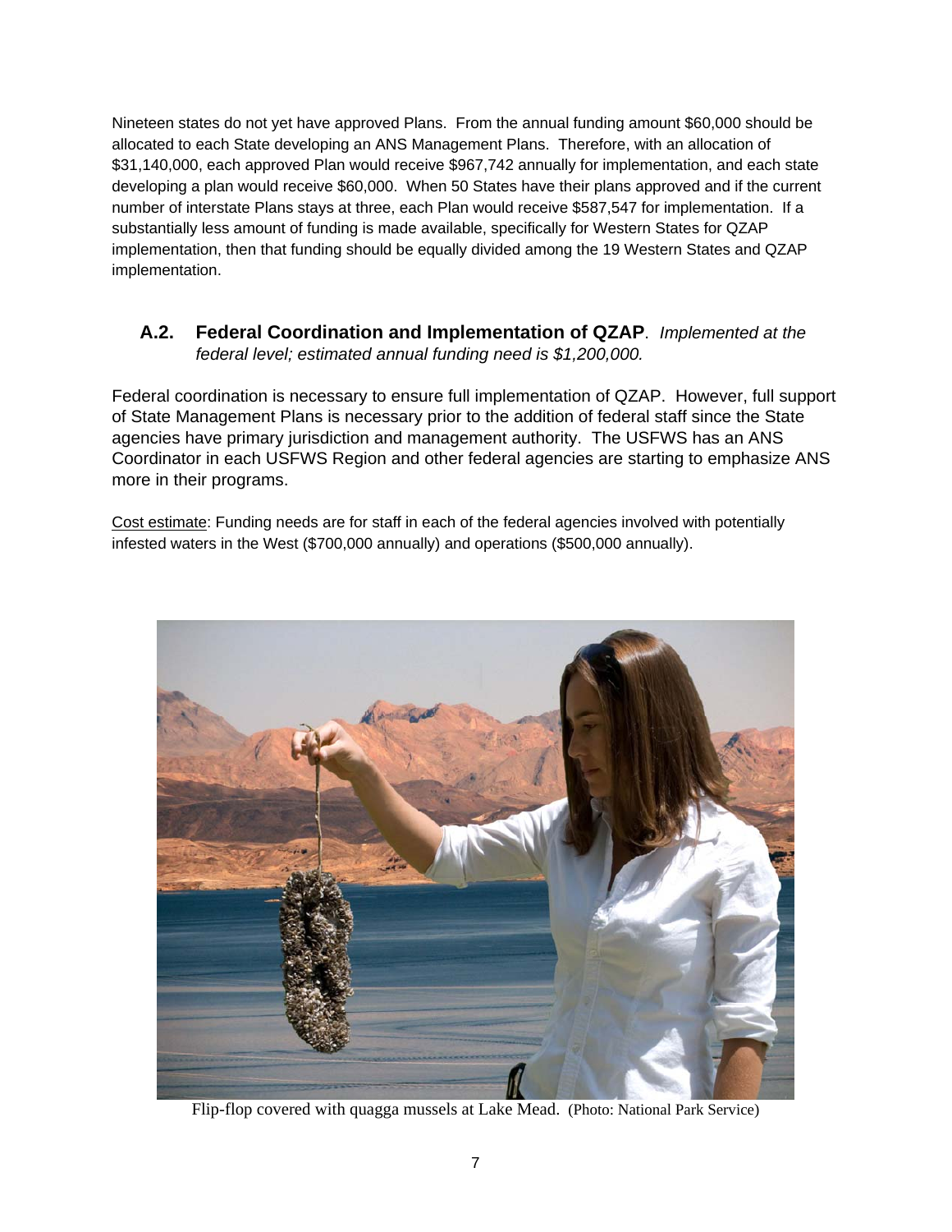Nineteen states do not yet have approved Plans. From the annual funding amount $60,000 should be allocated to each State developing an ANS Management Plans. Therefore, with an allocation of $31,140,000, each approved Plan would receive $967,742 annually for implementation, and each state developing a plan would receive $60,000. When 50 States have their plans approved and if the current number of interstate Plans stays at three, each Plan would receive $587,547 for implementation. If a substantially less amount of funding is made available, specifically for Western States for QZAP implementation, then that funding should be equally divided among the 19 Western States and QZAP implementation.

### A.2. Federal Coordination and Implementation of QZAP. *Implemented at the federal level; estimated annual funding need is $1,200,000.*

Federal coordination is necessary to ensure full implementation of QZAP. However, full support of State Management Plans is necessary prior to the addition of federal staff since the State agencies have primary jurisdiction and management authority. The USFWS has an ANS Coordinator in each USFWS Region and other federal agencies are starting to emphasize ANS more in their programs.

Cost estimate: Funding needs are for staff in each of the federal agencies involved with potentially infested waters in the West ($700,000 annually) and operations ($500,000 annually).

Flip-flop covered with quagga mussels at Lake Mead. (Photo: National Park Service)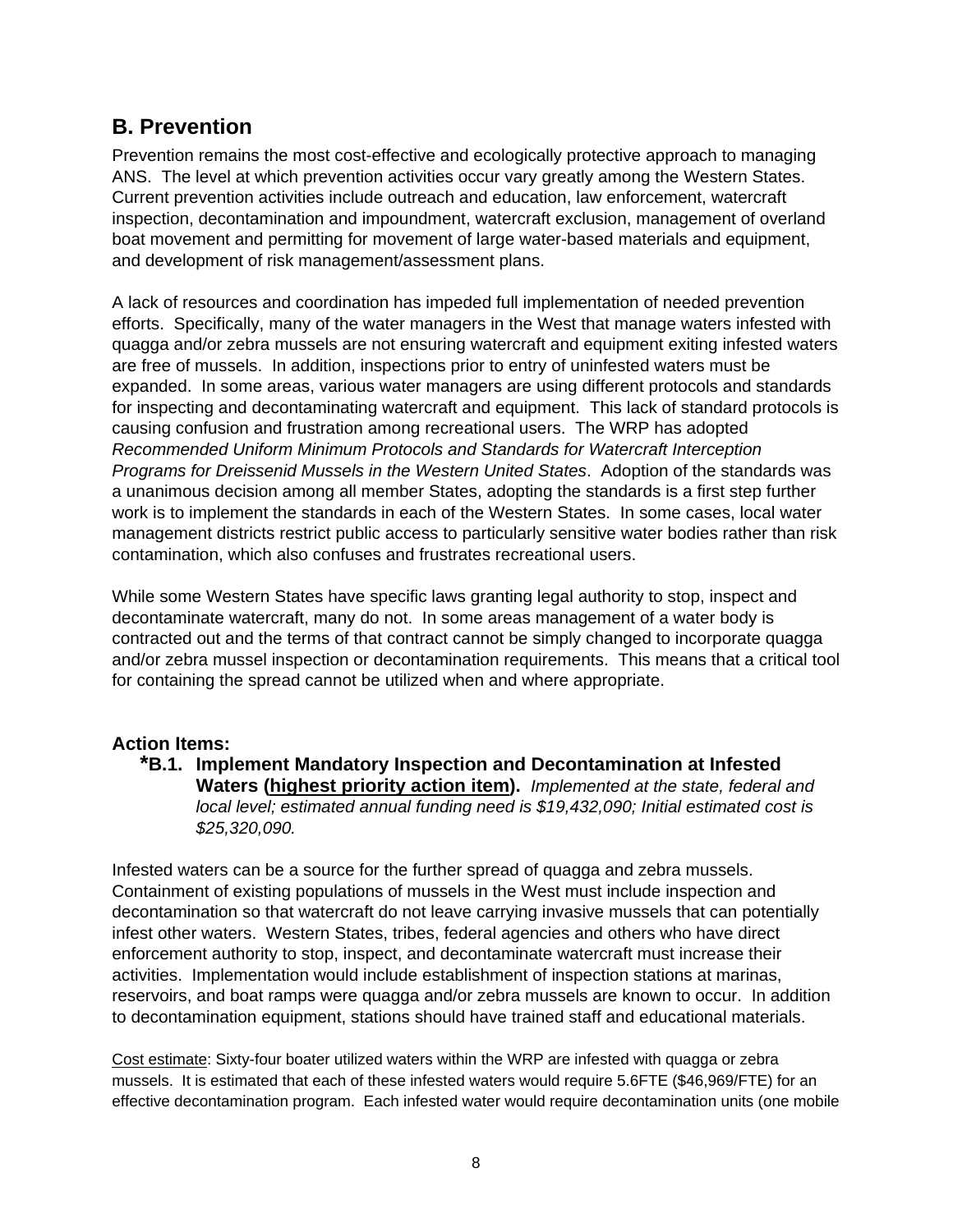## B. Prevention

Prevention remains the most cost-effective and ecologically protective approach to managing ANS. The level at which prevention activities occur vary greatly among the Western States. Current prevention activities include outreach and education, law enforcement, watercraft inspection, decontamination and impoundment, watercraft exclusion, management of overland boat movement and permitting for movement of large water-based materials and equipment, and development of risk management/assessment plans.

A lack of resources and coordination has impeded full implementation of needed prevention efforts. Specifically, many of the water managers in the West that manage waters infested with quagga and/or zebra mussels are not ensuring watercraft and equipment exiting infested waters are free of mussels. In addition, inspections prior to entry of uninfested waters must be expanded. In some areas, various water managers are using different protocols and standards for inspecting and decontaminating watercraft and equipment. This lack of standard protocols is causing confusion and frustration among recreational users. The WRP has adopted *Recommended Uniform Minimum Protocols and Standards for Watercraft Interception Programs for Dreissenid Mussels in the Western United States*. Adoption of the standards was a unanimous decision among all member States, adopting the standards is a first step further work is to implement the standards in each of the Western States. In some cases, local water management districts restrict public access to particularly sensitive water bodies rather than risk contamination, which also confuses and frustrates recreational users.

While some Western States have specific laws granting legal authority to stop, inspect and decontaminate watercraft, many do not. In some areas management of a water body is contracted out and the terms of that contract cannot be simply changed to incorporate quagga and/or zebra mussel inspection or decontamination requirements. This means that a critical tool for containing the spread cannot be utilized when and where appropriate.

### Action Items:

**\*B.1. Implement Mandatory Inspection and Decontamination at Infested Waters (<u>highest priority action item</u>).** *Implemented at the state, federal and local level; estimated annual funding need is $19,432,090; Initial estimated cost is $25,320,090.*

Infested waters can be a source for the further spread of quagga and zebra mussels. Containment of existing populations of mussels in the West must include inspection and decontamination so that watercraft do not leave carrying invasive mussels that can potentially infest other waters. Western States, tribes, federal agencies and others who have direct enforcement authority to stop, inspect, and decontaminate watercraft must increase their activities. Implementation would include establishment of inspection stations at marinas, reservoirs, and boat ramps were quagga and/or zebra mussels are known to occur. In addition to decontamination equipment, stations should have trained staff and educational materials.

<u>Cost estimate</u>: Sixty-four boater utilized waters within the WRP are infested with quagga or zebra mussels. It is estimated that each of these infested waters would require 5.6FTE ($46,969/FTE) for an effective decontamination program. Each infested water would require decontamination units (one mobile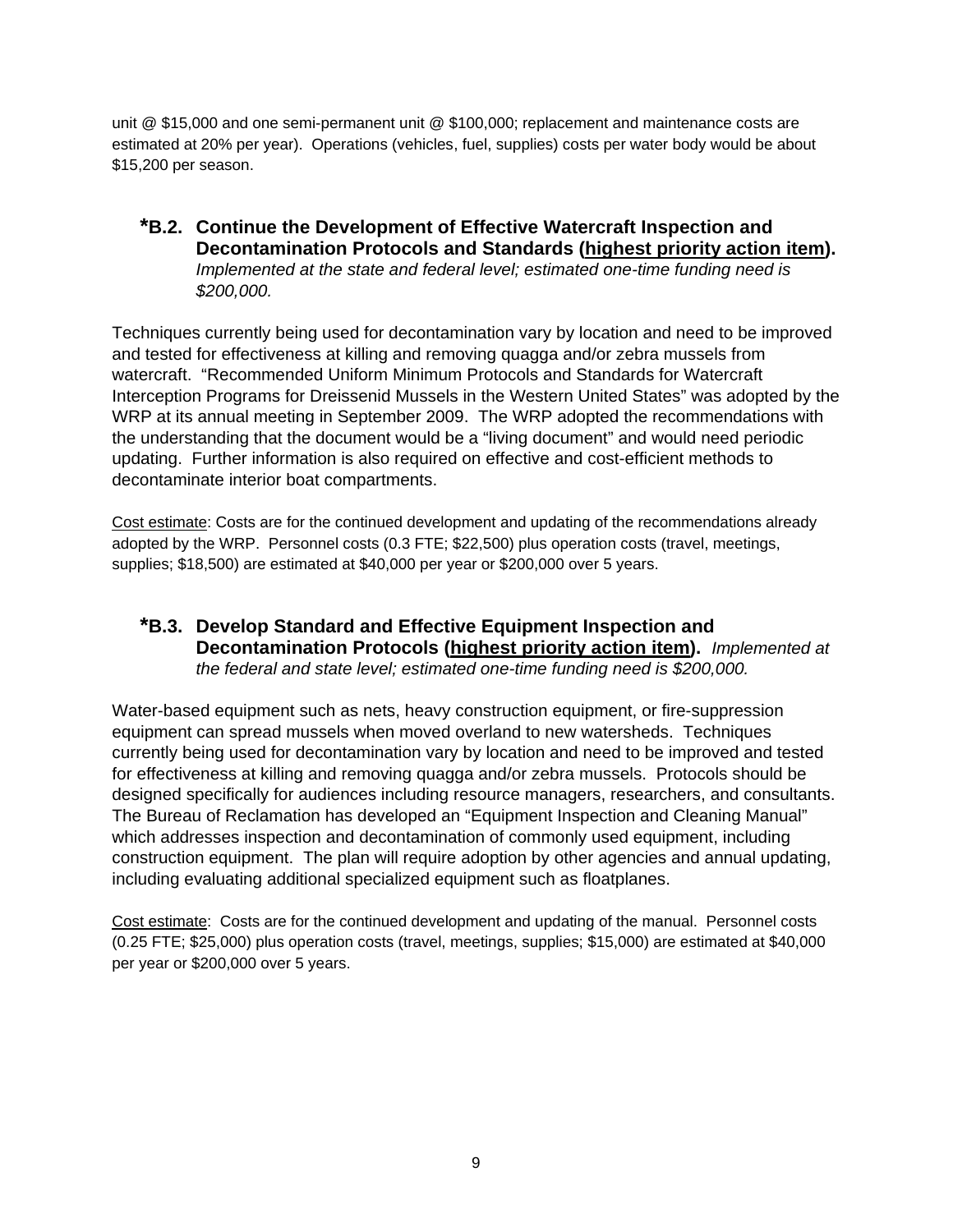unit @ $15,000 and one semi-permanent unit @ $100,000; replacement and maintenance costs are estimated at 20% per year). Operations (vehicles, fuel, supplies) costs per water body would be about $15,200 per season.

### *B.2. Continue the Development of Effective Watercraft Inspection and Decontamination Protocols and Standards (<u>highest priority action item</u>).

*Implemented at the state and federal level; estimated one-time funding need is $200,000.*

Techniques currently being used for decontamination vary by location and need to be improved and tested for effectiveness at killing and removing quagga and/or zebra mussels from watercraft. "Recommended Uniform Minimum Protocols and Standards for Watercraft Interception Programs for Dreissenid Mussels in the Western United States" was adopted by the WRP at its annual meeting in September 2009. The WRP adopted the recommendations with the understanding that the document would be a "living document" and would need periodic updating. Further information is also required on effective and cost-efficient methods to decontaminate interior boat compartments.

<u>Cost estimate</u>: Costs are for the continued development and updating of the recommendations already adopted by the WRP. Personnel costs (0.3 FTE; $22,500) plus operation costs (travel, meetings, supplies; $18,500) are estimated at $40,000 per year or $200,000 over 5 years.

### *B.3. Develop Standard and Effective Equipment Inspection and Decontamination Protocols (<u>highest priority action item</u>).

*Implemented at the federal and state level; estimated one-time funding need is $200,000.*

Water-based equipment such as nets, heavy construction equipment, or fire-suppression equipment can spread mussels when moved overland to new watersheds. Techniques currently being used for decontamination vary by location and need to be improved and tested for effectiveness at killing and removing quagga and/or zebra mussels. Protocols should be designed specifically for audiences including resource managers, researchers, and consultants. The Bureau of Reclamation has developed an "Equipment Inspection and Cleaning Manual" which addresses inspection and decontamination of commonly used equipment, including construction equipment. The plan will require adoption by other agencies and annual updating, including evaluating additional specialized equipment such as floatplanes.

<u>Cost estimate</u>: Costs are for the continued development and updating of the manual. Personnel costs (0.25 FTE; $25,000) plus operation costs (travel, meetings, supplies; $15,000) are estimated at $40,000 per year or $200,000 over 5 years.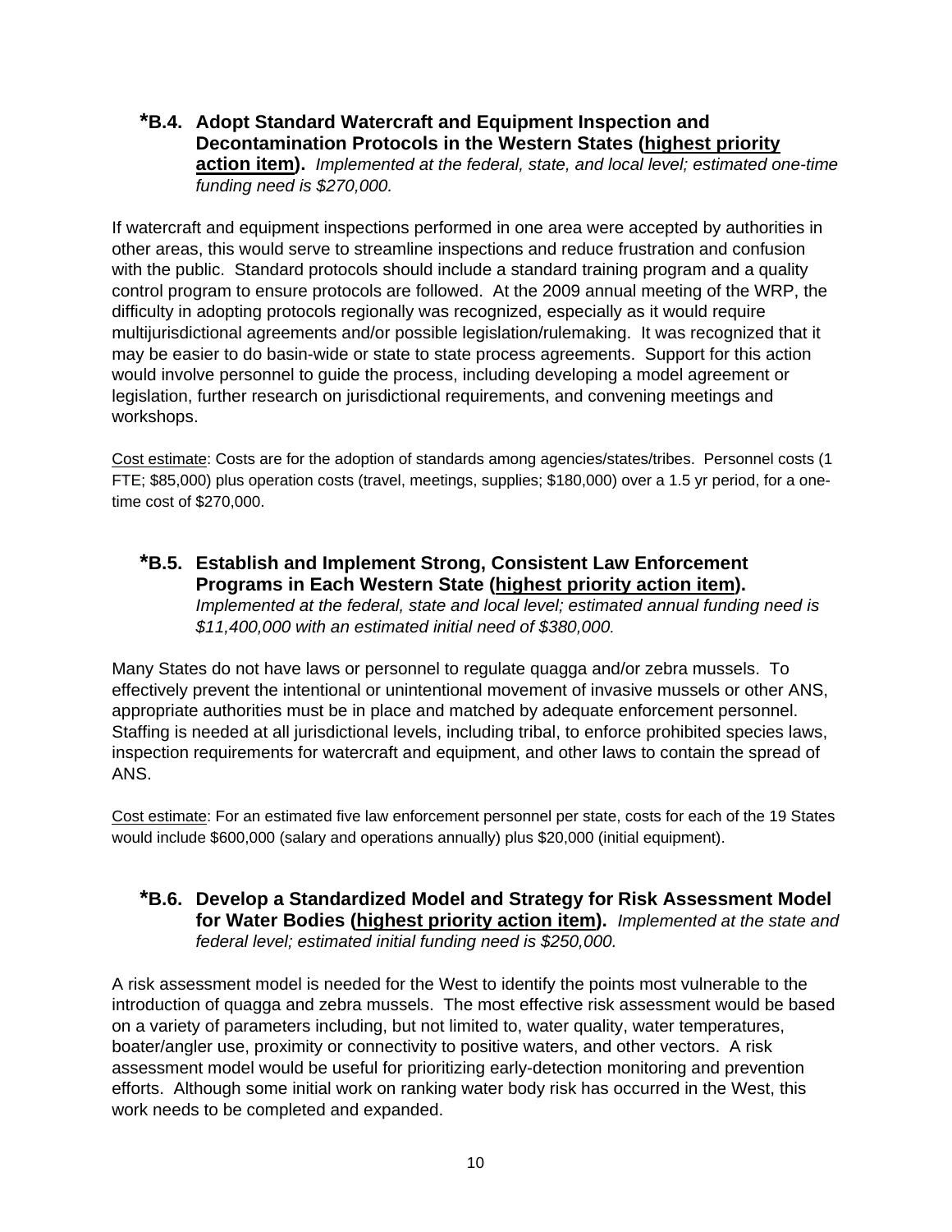### \*B.4. Adopt Standard Watercraft and Equipment Inspection and Decontamination Protocols in the Western States (<u>highest priority action item</u>).

*Implemented at the federal, state, and local level; estimated one-time funding need is $270,000.*

If watercraft and equipment inspections performed in one area were accepted by authorities in other areas, this would serve to streamline inspections and reduce frustration and confusion with the public. Standard protocols should include a standard training program and a quality control program to ensure protocols are followed. At the 2009 annual meeting of the WRP, the difficulty in adopting protocols regionally was recognized, especially as it would require multijurisdictional agreements and/or possible legislation/rulemaking. It was recognized that it may be easier to do basin-wide or state to state process agreements. Support for this action would involve personnel to guide the process, including developing a model agreement or legislation, further research on jurisdictional requirements, and convening meetings and workshops.

<u>Cost estimate</u>: Costs are for the adoption of standards among agencies/states/tribes. Personnel costs (1 FTE; $85,000) plus operation costs (travel, meetings, supplies; $180,000) over a 1.5 yr period, for a one-time cost of $270,000.

### \*B.5. Establish and Implement Strong, Consistent Law Enforcement Programs in Each Western State (<u>highest priority action item</u>).

*Implemented at the federal, state and local level; estimated annual funding need is $11,400,000 with an estimated initial need of $380,000.*

Many States do not have laws or personnel to regulate quagga and/or zebra mussels. To effectively prevent the intentional or unintentional movement of invasive mussels or other ANS, appropriate authorities must be in place and matched by adequate enforcement personnel. Staffing is needed at all jurisdictional levels, including tribal, to enforce prohibited species laws, inspection requirements for watercraft and equipment, and other laws to contain the spread of ANS.

<u>Cost estimate</u>: For an estimated five law enforcement personnel per state, costs for each of the 19 States would include $600,000 (salary and operations annually) plus $20,000 (initial equipment).

### \*B.6. Develop a Standardized Model and Strategy for Risk Assessment Model for Water Bodies (<u>highest priority action item</u>).

*Implemented at the state and federal level; estimated initial funding need is $250,000.*

A risk assessment model is needed for the West to identify the points most vulnerable to the introduction of quagga and zebra mussels. The most effective risk assessment would be based on a variety of parameters including, but not limited to, water quality, water temperatures, boater/angler use, proximity or connectivity to positive waters, and other vectors. A risk assessment model would be useful for prioritizing early-detection monitoring and prevention efforts. Although some initial work on ranking water body risk has occurred in the West, this work needs to be completed and expanded.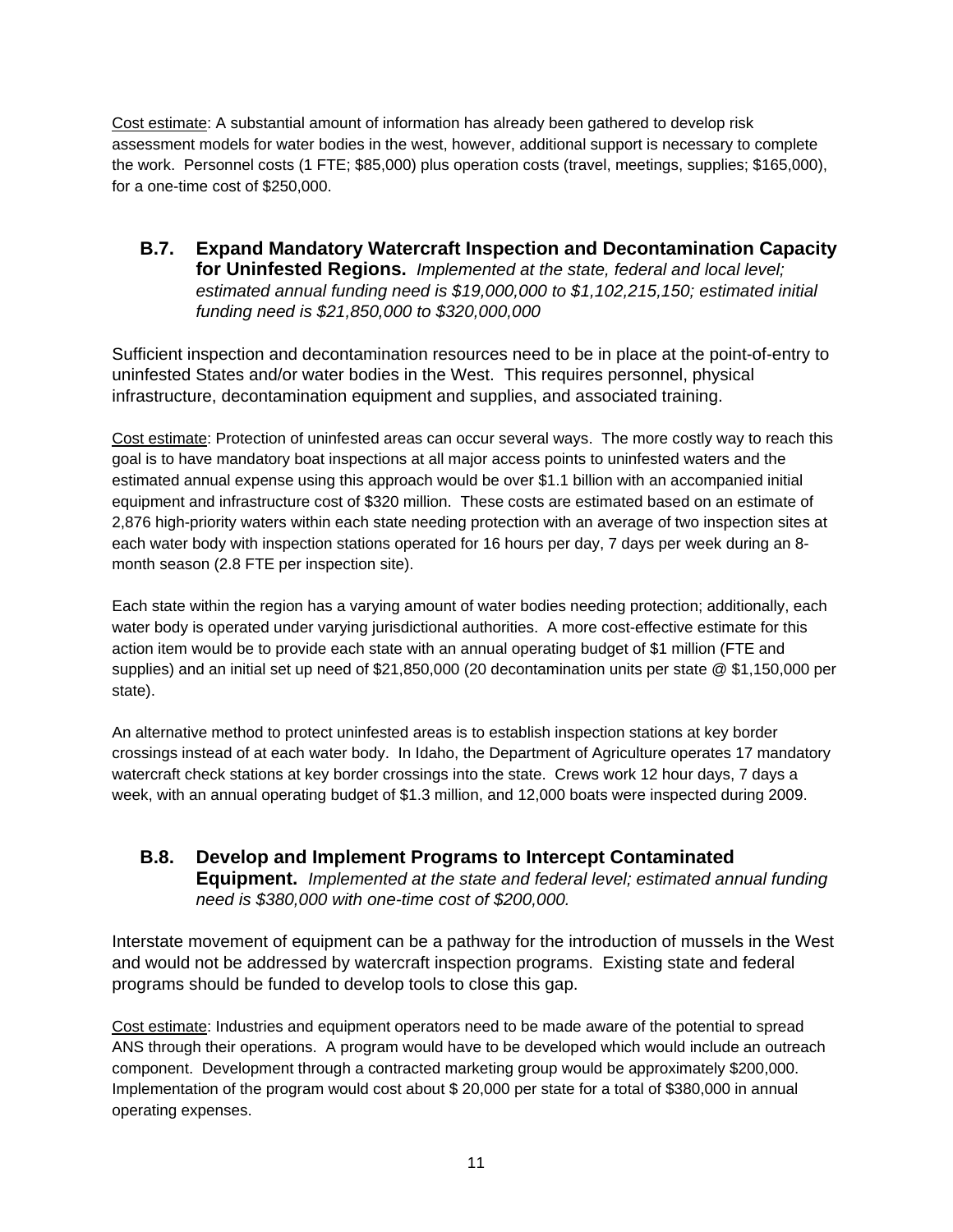<u>Cost estimate</u>: A substantial amount of information has already been gathered to develop risk assessment models for water bodies in the west, however, additional support is necessary to complete the work. Personnel costs (1 FTE; $85,000) plus operation costs (travel, meetings, supplies; $165,000), for a one-time cost of $250,000.

### B.7. Expand Mandatory Watercraft Inspection and Decontamination Capacity for Uninfested Regions. *Implemented at the state, federal and local level; estimated annual funding need is $19,000,000 to $1,102,215,150; estimated initial funding need is $21,850,000 to $320,000,000*

Sufficient inspection and decontamination resources need to be in place at the point-of-entry to uninfested States and/or water bodies in the West. This requires personnel, physical infrastructure, decontamination equipment and supplies, and associated training.

<u>Cost estimate</u>: Protection of uninfested areas can occur several ways. The more costly way to reach this goal is to have mandatory boat inspections at all major access points to uninfested waters and the estimated annual expense using this approach would be over $1.1 billion with an accompanied initial equipment and infrastructure cost of $320 million. These costs are estimated based on an estimate of 2,876 high-priority waters within each state needing protection with an average of two inspection sites at each water body with inspection stations operated for 16 hours per day, 7 days per week during an 8-month season (2.8 FTE per inspection site).

Each state within the region has a varying amount of water bodies needing protection; additionally, each water body is operated under varying jurisdictional authorities. A more cost-effective estimate for this action item would be to provide each state with an annual operating budget of $1 million (FTE and supplies) and an initial set up need of $21,850,000 (20 decontamination units per state @ $1,150,000 per state).

An alternative method to protect uninfested areas is to establish inspection stations at key border crossings instead of at each water body. In Idaho, the Department of Agriculture operates 17 mandatory watercraft check stations at key border crossings into the state. Crews work 12 hour days, 7 days a week, with an annual operating budget of $1.3 million, and 12,000 boats were inspected during 2009.

### B.8. Develop and Implement Programs to Intercept Contaminated Equipment. *Implemented at the state and federal level; estimated annual funding need is $380,000 with one-time cost of $200,000.*

Interstate movement of equipment can be a pathway for the introduction of mussels in the West and would not be addressed by watercraft inspection programs. Existing state and federal programs should be funded to develop tools to close this gap.

<u>Cost estimate</u>: Industries and equipment operators need to be made aware of the potential to spread ANS through their operations. A program would have to be developed which would include an outreach component. Development through a contracted marketing group would be approximately $200,000. Implementation of the program would cost about $ 20,000 per state for a total of $380,000 in annual operating expenses.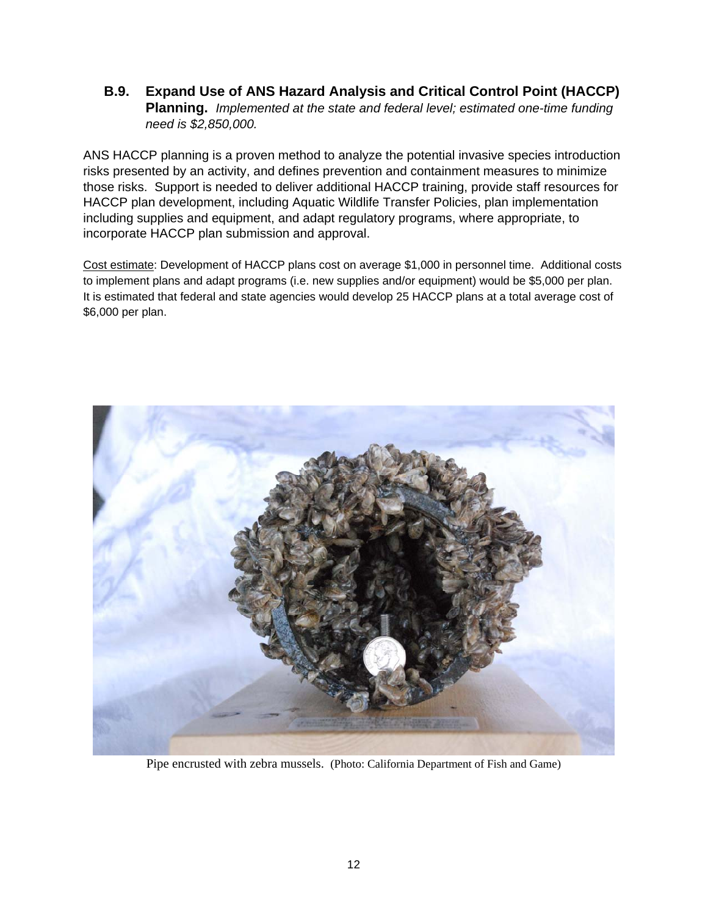### B.9. Expand Use of ANS Hazard Analysis and Critical Control Point (HACCP) Planning.

*Implemented at the state and federal level; estimated one-time funding need is $2,850,000.*

ANS HACCP planning is a proven method to analyze the potential invasive species introduction risks presented by an activity, and defines prevention and containment measures to minimize those risks. Support is needed to deliver additional HACCP training, provide staff resources for HACCP plan development, including Aquatic Wildlife Transfer Policies, plan implementation including supplies and equipment, and adapt regulatory programs, where appropriate, to incorporate HACCP plan submission and approval.

<u>Cost estimate</u>: Development of HACCP plans cost on average $1,000 in personnel time. Additional costs to implement plans and adapt programs (i.e. new supplies and/or equipment) would be $5,000 per plan. It is estimated that federal and state agencies would develop 25 HACCP plans at a total average cost of $6,000 per plan.

Pipe encrusted with zebra mussels. (Photo: California Department of Fish and Game)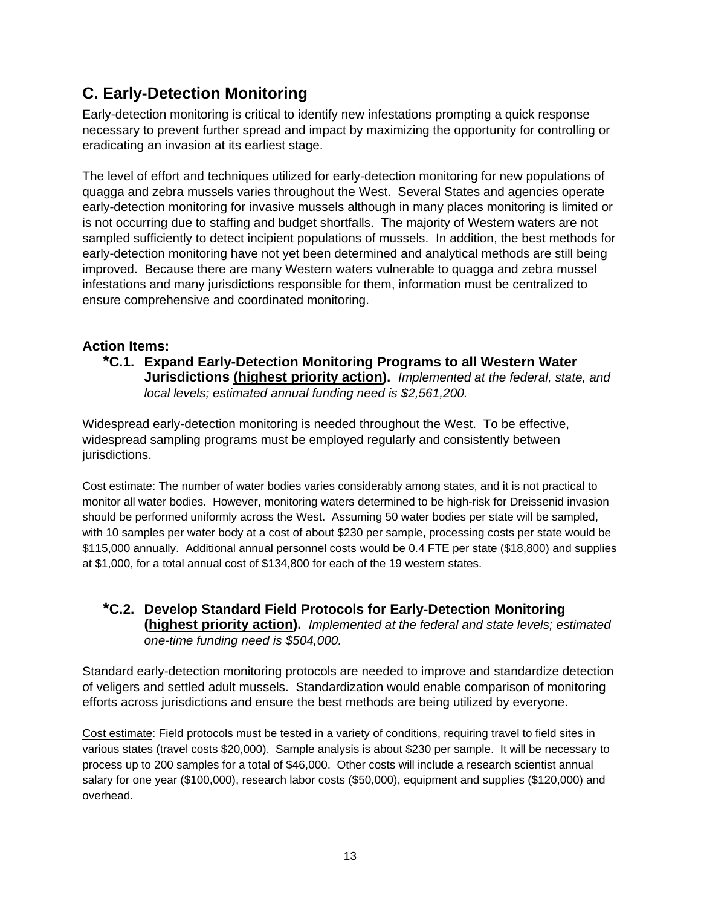## C. Early-Detection Monitoring

Early-detection monitoring is critical to identify new infestations prompting a quick response necessary to prevent further spread and impact by maximizing the opportunity for controlling or eradicating an invasion at its earliest stage.

The level of effort and techniques utilized for early-detection monitoring for new populations of quagga and zebra mussels varies throughout the West. Several States and agencies operate early-detection monitoring for invasive mussels although in many places monitoring is limited or is not occurring due to staffing and budget shortfalls. The majority of Western waters are not sampled sufficiently to detect incipient populations of mussels. In addition, the best methods for early-detection monitoring have not yet been determined and analytical methods are still being improved. Because there are many Western waters vulnerable to quagga and zebra mussel infestations and many jurisdictions responsible for them, information must be centralized to ensure comprehensive and coordinated monitoring.

### Action Items:

**\*C.1. Expand Early-Detection Monitoring Programs to all Western Water Jurisdictions (<u>highest priority action</u>).** *Implemented at the federal, state, and local levels; estimated annual funding need is $2,561,200.*

Widespread early-detection monitoring is needed throughout the West. To be effective, widespread sampling programs must be employed regularly and consistently between jurisdictions.

<u>Cost estimate</u>: The number of water bodies varies considerably among states, and it is not practical to monitor all water bodies. However, monitoring waters determined to be high-risk for Dreissenid invasion should be performed uniformly across the West. Assuming 50 water bodies per state will be sampled, with 10 samples per water body at a cost of about $230 per sample, processing costs per state would be $115,000 annually. Additional annual personnel costs would be 0.4 FTE per state ($18,800) and supplies at $1,000, for a total annual cost of $134,800 for each of the 19 western states.

**\*C.2. Develop Standard Field Protocols for Early-Detection Monitoring (<u>highest priority action</u>).** *Implemented at the federal and state levels; estimated one-time funding need is $504,000.*

Standard early-detection monitoring protocols are needed to improve and standardize detection of veligers and settled adult mussels. Standardization would enable comparison of monitoring efforts across jurisdictions and ensure the best methods are being utilized by everyone.

<u>Cost estimate</u>: Field protocols must be tested in a variety of conditions, requiring travel to field sites in various states (travel costs $20,000). Sample analysis is about $230 per sample. It will be necessary to process up to 200 samples for a total of $46,000. Other costs will include a research scientist annual salary for one year ($100,000), research labor costs ($50,000), equipment and supplies ($120,000) and overhead.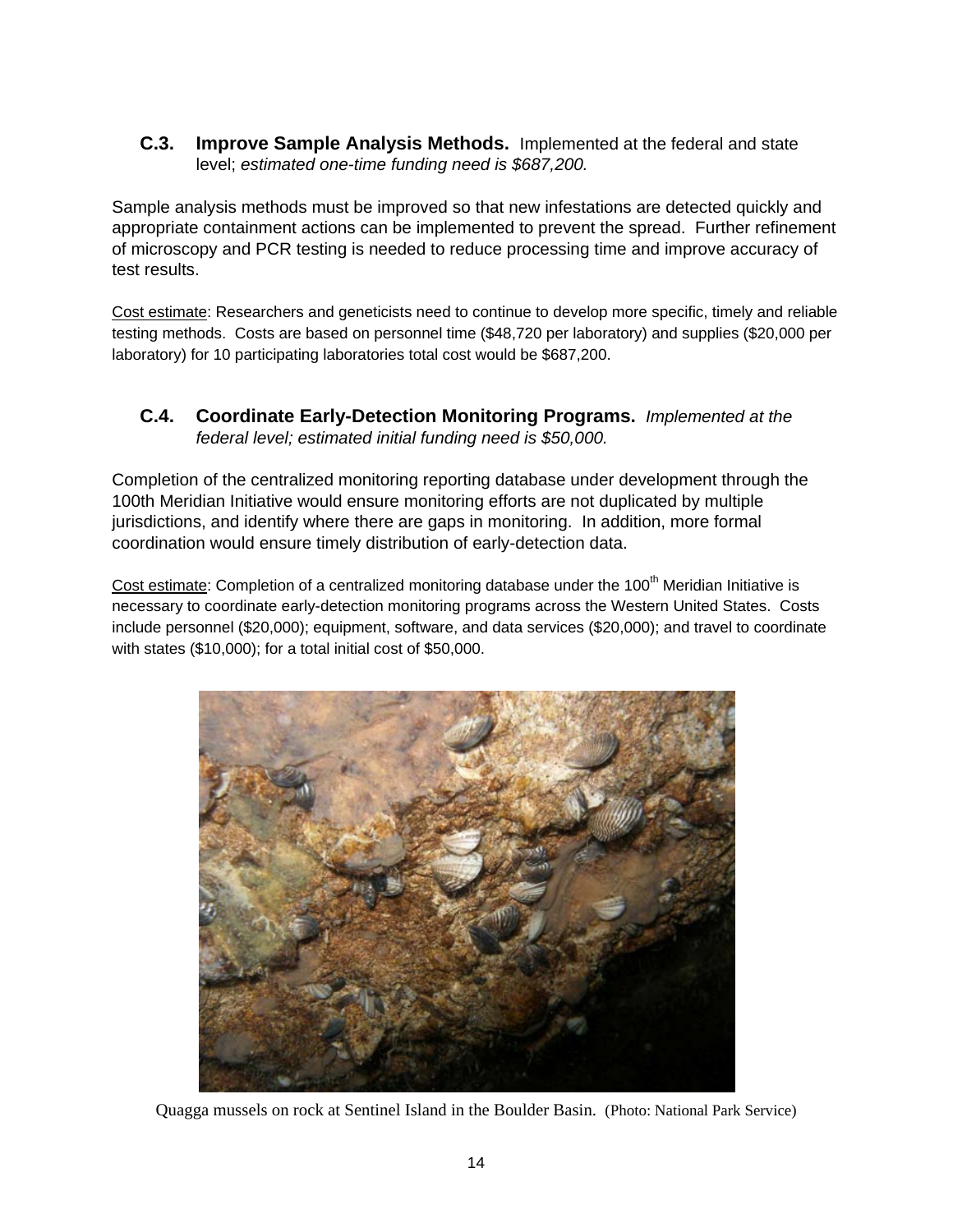### C.3. Improve Sample Analysis Methods. Implemented at the federal and state level; *estimated one-time funding need is $687,200.*

Sample analysis methods must be improved so that new infestations are detected quickly and appropriate containment actions can be implemented to prevent the spread. Further refinement of microscopy and PCR testing is needed to reduce processing time and improve accuracy of test results.

<u>Cost estimate</u>: Researchers and geneticists need to continue to develop more specific, timely and reliable testing methods. Costs are based on personnel time ($48,720 per laboratory) and supplies ($20,000 per laboratory) for 10 participating laboratories total cost would be $687,200.

### C.4. Coordinate Early-Detection Monitoring Programs. *Implemented at the federal level; estimated initial funding need is $50,000.*

Completion of the centralized monitoring reporting database under development through the 100th Meridian Initiative would ensure monitoring efforts are not duplicated by multiple jurisdictions, and identify where there are gaps in monitoring. In addition, more formal coordination would ensure timely distribution of early-detection data.

<u>Cost estimate</u>: Completion of a centralized monitoring database under the 100th Meridian Initiative is necessary to coordinate early-detection monitoring programs across the Western United States. Costs include personnel ($20,000); equipment, software, and data services ($20,000); and travel to coordinate with states ($10,000); for a total initial cost of $50,000.

Quagga mussels on rock at Sentinel Island in the Boulder Basin. (Photo: National Park Service)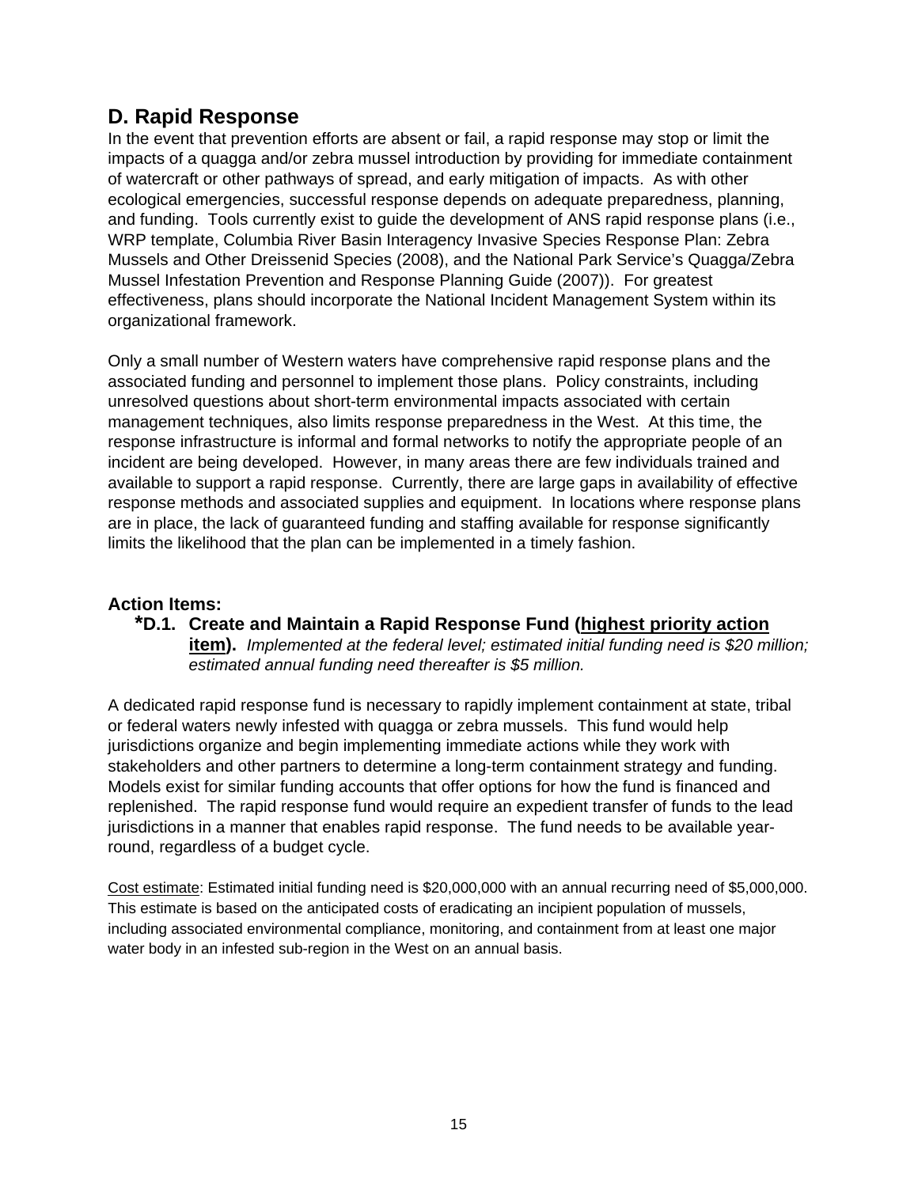## D. Rapid Response

In the event that prevention efforts are absent or fail, a rapid response may stop or limit the impacts of a quagga and/or zebra mussel introduction by providing for immediate containment of watercraft or other pathways of spread, and early mitigation of impacts. As with other ecological emergencies, successful response depends on adequate preparedness, planning, and funding. Tools currently exist to guide the development of ANS rapid response plans (i.e., WRP template, Columbia River Basin Interagency Invasive Species Response Plan: Zebra Mussels and Other Dreissenid Species (2008), and the National Park Service's Quagga/Zebra Mussel Infestation Prevention and Response Planning Guide (2007)). For greatest effectiveness, plans should incorporate the National Incident Management System within its organizational framework.

Only a small number of Western waters have comprehensive rapid response plans and the associated funding and personnel to implement those plans. Policy constraints, including unresolved questions about short-term environmental impacts associated with certain management techniques, also limits response preparedness in the West. At this time, the response infrastructure is informal and formal networks to notify the appropriate people of an incident are being developed. However, in many areas there are few individuals trained and available to support a rapid response. Currently, there are large gaps in availability of effective response methods and associated supplies and equipment. In locations where response plans are in place, the lack of guaranteed funding and staffing available for response significantly limits the likelihood that the plan can be implemented in a timely fashion.

### Action Items:

**\*D.1. Create and Maintain a Rapid Response Fund (<u>highest priority action item</u>).** *Implemented at the federal level; estimated initial funding need is $20 million; estimated annual funding need thereafter is $5 million.*

A dedicated rapid response fund is necessary to rapidly implement containment at state, tribal or federal waters newly infested with quagga or zebra mussels. This fund would help jurisdictions organize and begin implementing immediate actions while they work with stakeholders and other partners to determine a long-term containment strategy and funding. Models exist for similar funding accounts that offer options for how the fund is financed and replenished. The rapid response fund would require an expedient transfer of funds to the lead jurisdictions in a manner that enables rapid response. The fund needs to be available year-round, regardless of a budget cycle.

<u>Cost estimate</u>: Estimated initial funding need is $20,000,000 with an annual recurring need of $5,000,000. This estimate is based on the anticipated costs of eradicating an incipient population of mussels, including associated environmental compliance, monitoring, and containment from at least one major water body in an infested sub-region in the West on an annual basis.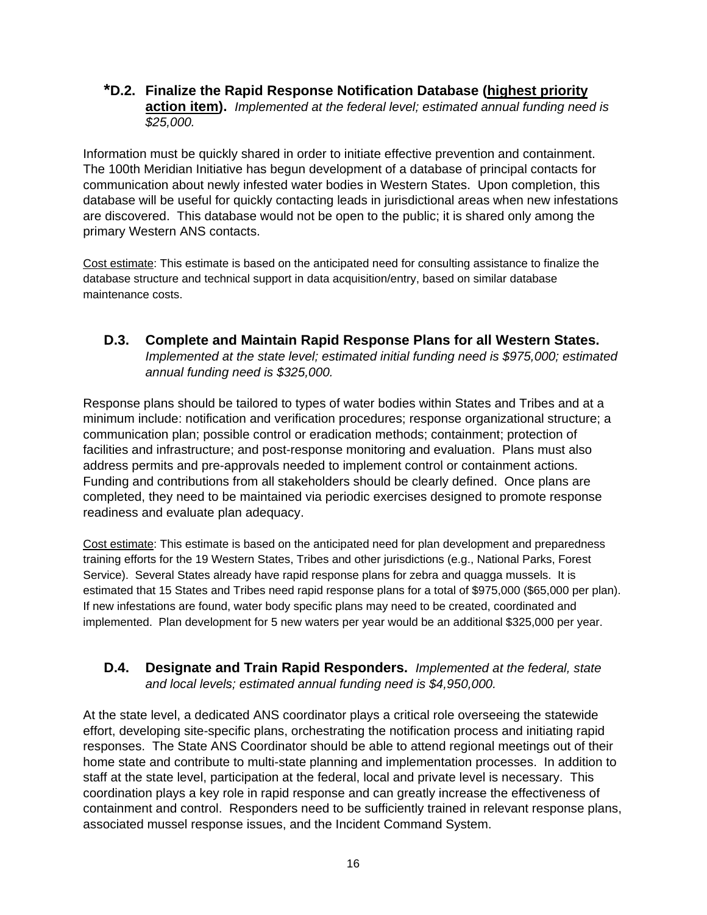### *D.2. Finalize the Rapid Response Notification Database (<u>highest priority action item</u>). *Implemented at the federal level; estimated annual funding need is $25,000.*

Information must be quickly shared in order to initiate effective prevention and containment. The 100th Meridian Initiative has begun development of a database of principal contacts for communication about newly infested water bodies in Western States. Upon completion, this database will be useful for quickly contacting leads in jurisdictional areas when new infestations are discovered. This database would not be open to the public; it is shared only among the primary Western ANS contacts.

<u>Cost estimate</u>: This estimate is based on the anticipated need for consulting assistance to finalize the database structure and technical support in data acquisition/entry, based on similar database maintenance costs.

### D.3. Complete and Maintain Rapid Response Plans for all Western States. *Implemented at the state level; estimated initial funding need is $975,000; estimated annual funding need is $325,000.*

Response plans should be tailored to types of water bodies within States and Tribes and at a minimum include: notification and verification procedures; response organizational structure; a communication plan; possible control or eradication methods; containment; protection of facilities and infrastructure; and post-response monitoring and evaluation. Plans must also address permits and pre-approvals needed to implement control or containment actions. Funding and contributions from all stakeholders should be clearly defined. Once plans are completed, they need to be maintained via periodic exercises designed to promote response readiness and evaluate plan adequacy.

<u>Cost estimate</u>: This estimate is based on the anticipated need for plan development and preparedness training efforts for the 19 Western States, Tribes and other jurisdictions (e.g., National Parks, Forest Service). Several States already have rapid response plans for zebra and quagga mussels. It is estimated that 15 States and Tribes need rapid response plans for a total of $975,000 ($65,000 per plan). If new infestations are found, water body specific plans may need to be created, coordinated and implemented. Plan development for 5 new waters per year would be an additional $325,000 per year.

### D.4. Designate and Train Rapid Responders. *Implemented at the federal, state and local levels; estimated annual funding need is $4,950,000.*

At the state level, a dedicated ANS coordinator plays a critical role overseeing the statewide effort, developing site-specific plans, orchestrating the notification process and initiating rapid responses. The State ANS Coordinator should be able to attend regional meetings out of their home state and contribute to multi-state planning and implementation processes. In addition to staff at the state level, participation at the federal, local and private level is necessary. This coordination plays a key role in rapid response and can greatly increase the effectiveness of containment and control. Responders need to be sufficiently trained in relevant response plans, associated mussel response issues, and the Incident Command System.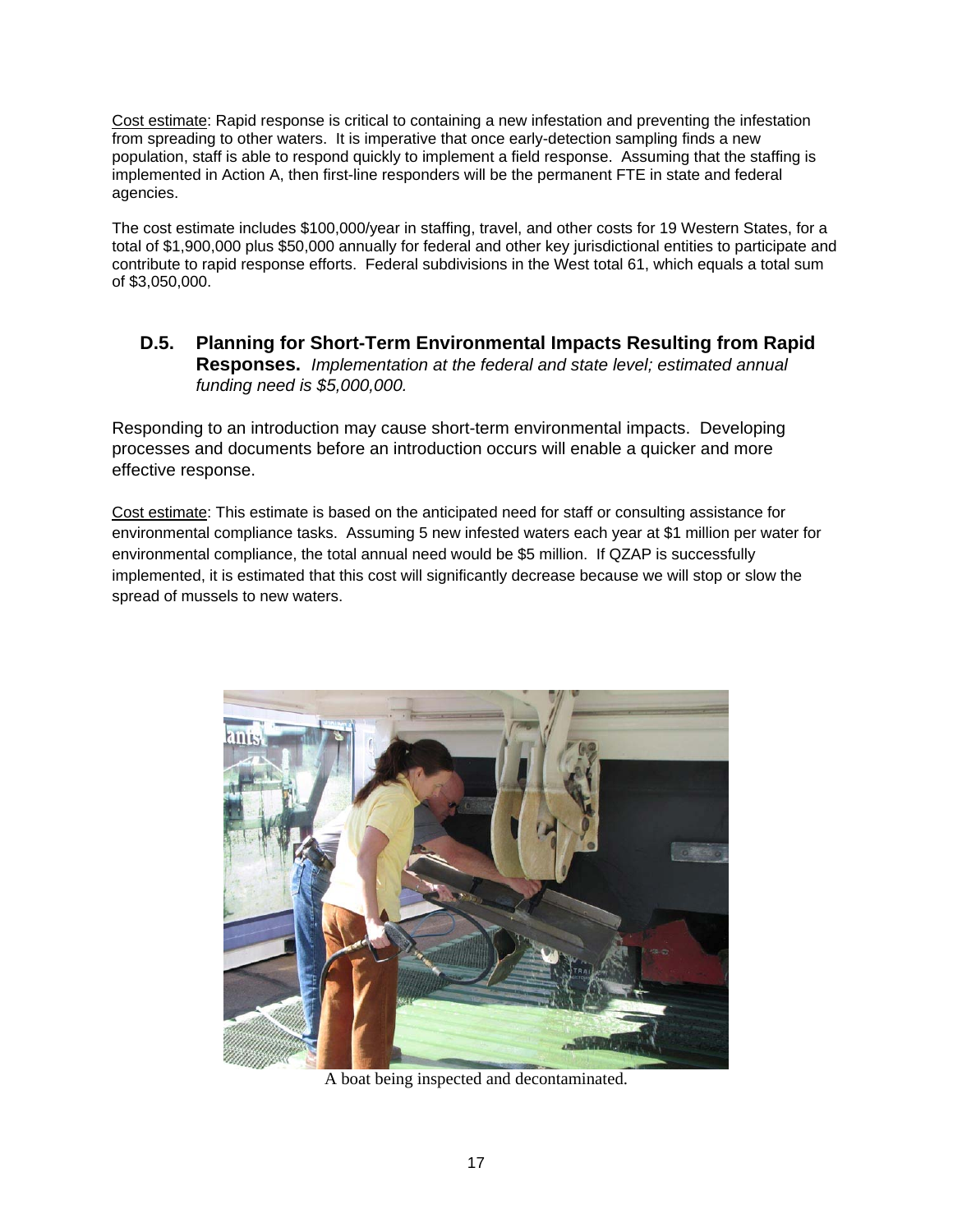Cost estimate: Rapid response is critical to containing a new infestation and preventing the infestation from spreading to other waters. It is imperative that once early-detection sampling finds a new population, staff is able to respond quickly to implement a field response. Assuming that the staffing is implemented in Action A, then first-line responders will be the permanent FTE in state and federal agencies.

The cost estimate includes $100,000/year in staffing, travel, and other costs for 19 Western States, for a total of $1,900,000 plus $50,000 annually for federal and other key jurisdictional entities to participate and contribute to rapid response efforts. Federal subdivisions in the West total 61, which equals a total sum of $3,050,000.

### D.5. Planning for Short-Term Environmental Impacts Resulting from Rapid Responses. *Implementation at the federal and state level; estimated annual funding need is $5,000,000.*

Responding to an introduction may cause short-term environmental impacts. Developing processes and documents before an introduction occurs will enable a quicker and more effective response.

Cost estimate: This estimate is based on the anticipated need for staff or consulting assistance for environmental compliance tasks. Assuming 5 new infested waters each year at $1 million per water for environmental compliance, the total annual need would be $5 million. If QZAP is successfully implemented, it is estimated that this cost will significantly decrease because we will stop or slow the spread of mussels to new waters.

A boat being inspected and decontaminated.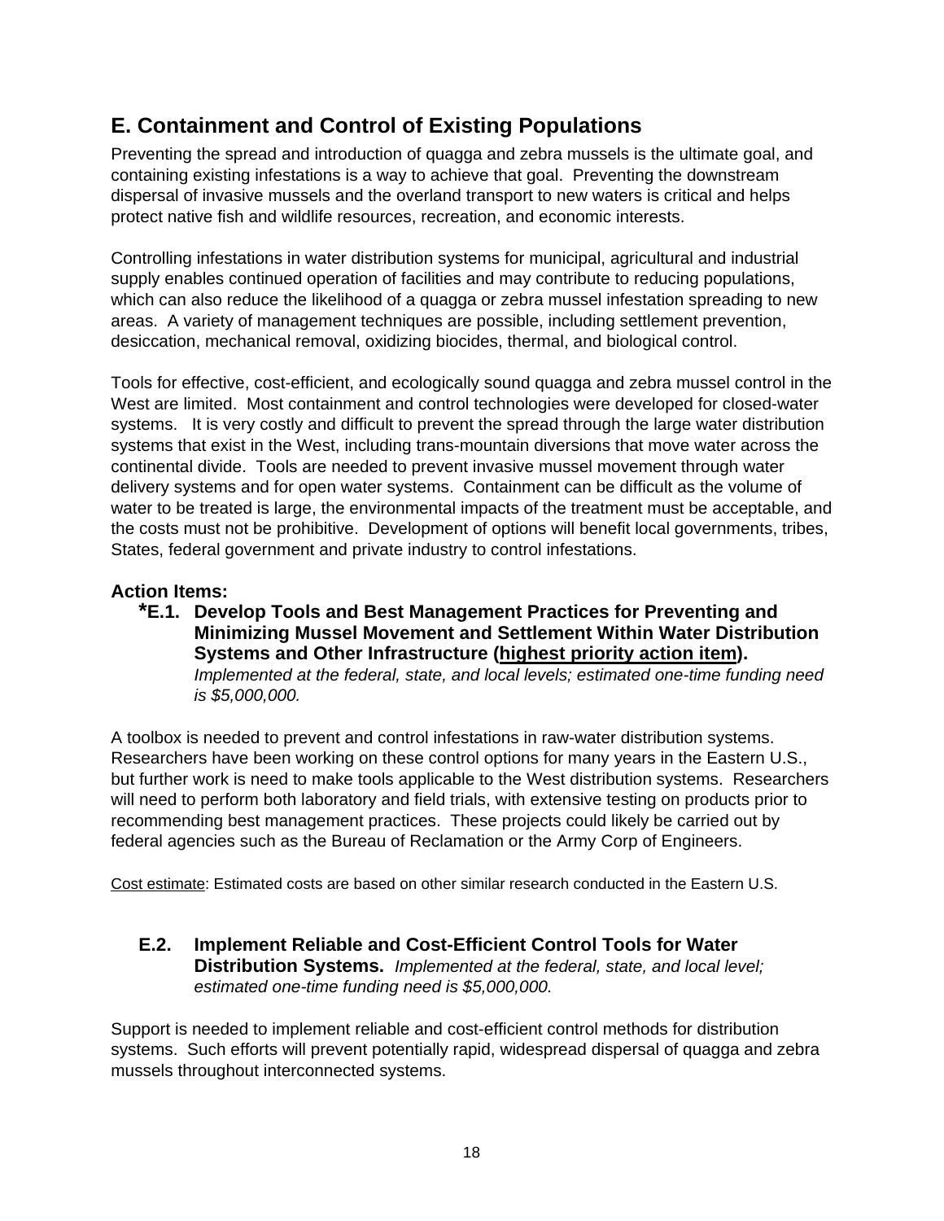## E. Containment and Control of Existing Populations

Preventing the spread and introduction of quagga and zebra mussels is the ultimate goal, and containing existing infestations is a way to achieve that goal. Preventing the downstream dispersal of invasive mussels and the overland transport to new waters is critical and helps protect native fish and wildlife resources, recreation, and economic interests.

Controlling infestations in water distribution systems for municipal, agricultural and industrial supply enables continued operation of facilities and may contribute to reducing populations, which can also reduce the likelihood of a quagga or zebra mussel infestation spreading to new areas. A variety of management techniques are possible, including settlement prevention, desiccation, mechanical removal, oxidizing biocides, thermal, and biological control.

Tools for effective, cost-efficient, and ecologically sound quagga and zebra mussel control in the West are limited. Most containment and control technologies were developed for closed-water systems. It is very costly and difficult to prevent the spread through the large water distribution systems that exist in the West, including trans-mountain diversions that move water across the continental divide. Tools are needed to prevent invasive mussel movement through water delivery systems and for open water systems. Containment can be difficult as the volume of water to be treated is large, the environmental impacts of the treatment must be acceptable, and the costs must not be prohibitive. Development of options will benefit local governments, tribes, States, federal government and private industry to control infestations.

### Action Items:

**\*E.1. Develop Tools and Best Management Practices for Preventing and Minimizing Mussel Movement and Settlement Within Water Distribution Systems and Other Infrastructure (<u>highest priority action item</u>).**
*Implemented at the federal, state, and local levels; estimated one-time funding need is $5,000,000.*

A toolbox is needed to prevent and control infestations in raw-water distribution systems. Researchers have been working on these control options for many years in the Eastern U.S., but further work is need to make tools applicable to the West distribution systems. Researchers will need to perform both laboratory and field trials, with extensive testing on products prior to recommending best management practices. These projects could likely be carried out by federal agencies such as the Bureau of Reclamation or the Army Corp of Engineers.

<u>Cost estimate</u>: Estimated costs are based on other similar research conducted in the Eastern U.S.

**E.2. Implement Reliable and Cost-Efficient Control Tools for Water Distribution Systems.** *Implemented at the federal, state, and local level; estimated one-time funding need is $5,000,000.*

Support is needed to implement reliable and cost-efficient control methods for distribution systems. Such efforts will prevent potentially rapid, widespread dispersal of quagga and zebra mussels throughout interconnected systems.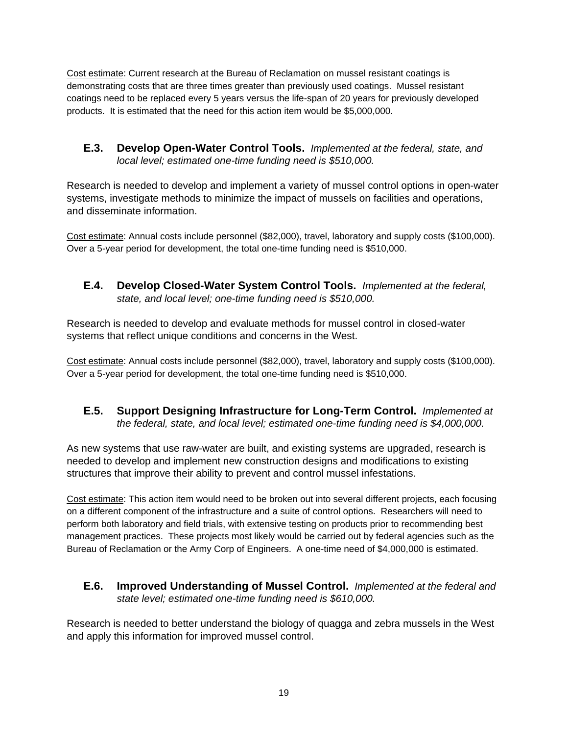<u>Cost estimate</u>: Current research at the Bureau of Reclamation on mussel resistant coatings is demonstrating costs that are three times greater than previously used coatings. Mussel resistant coatings need to be replaced every 5 years versus the life-span of 20 years for previously developed products. It is estimated that the need for this action item would be $5,000,000.

### E.3. Develop Open-Water Control Tools. *Implemented at the federal, state, and local level; estimated one-time funding need is $510,000.*

Research is needed to develop and implement a variety of mussel control options in open-water systems, investigate methods to minimize the impact of mussels on facilities and operations, and disseminate information.

<u>Cost estimate</u>: Annual costs include personnel ($82,000), travel, laboratory and supply costs ($100,000). Over a 5-year period for development, the total one-time funding need is $510,000.

### E.4. Develop Closed-Water System Control Tools. *Implemented at the federal, state, and local level; one-time funding need is $510,000.*

Research is needed to develop and evaluate methods for mussel control in closed-water systems that reflect unique conditions and concerns in the West.

<u>Cost estimate</u>: Annual costs include personnel ($82,000), travel, laboratory and supply costs ($100,000). Over a 5-year period for development, the total one-time funding need is $510,000.

### E.5. Support Designing Infrastructure for Long-Term Control. *Implemented at the federal, state, and local level; estimated one-time funding need is $4,000,000.*

As new systems that use raw-water are built, and existing systems are upgraded, research is needed to develop and implement new construction designs and modifications to existing structures that improve their ability to prevent and control mussel infestations.

<u>Cost estimate</u>: This action item would need to be broken out into several different projects, each focusing on a different component of the infrastructure and a suite of control options. Researchers will need to perform both laboratory and field trials, with extensive testing on products prior to recommending best management practices. These projects most likely would be carried out by federal agencies such as the Bureau of Reclamation or the Army Corp of Engineers. A one-time need of $4,000,000 is estimated.

### E.6. Improved Understanding of Mussel Control. *Implemented at the federal and state level; estimated one-time funding need is $610,000.*

Research is needed to better understand the biology of quagga and zebra mussels in the West and apply this information for improved mussel control.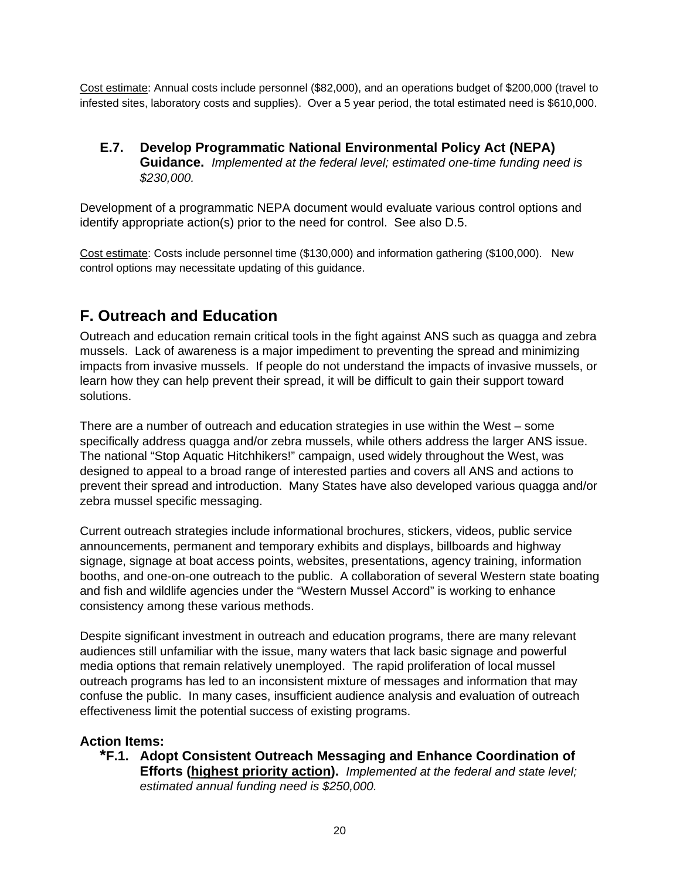<u>Cost estimate</u>: Annual costs include personnel ($82,000), and an operations budget of $200,000 (travel to infested sites, laboratory costs and supplies). Over a 5 year period, the total estimated need is $610,000.

**E.7. Develop Programmatic National Environmental Policy Act (NEPA) Guidance.** *Implemented at the federal level; estimated one-time funding need is $230,000.*

Development of a programmatic NEPA document would evaluate various control options and identify appropriate action(s) prior to the need for control. See also D.5.

<u>Cost estimate</u>: Costs include personnel time ($130,000) and information gathering ($100,000). New control options may necessitate updating of this guidance.

## F. Outreach and Education

Outreach and education remain critical tools in the fight against ANS such as quagga and zebra mussels. Lack of awareness is a major impediment to preventing the spread and minimizing impacts from invasive mussels. If people do not understand the impacts of invasive mussels, or learn how they can help prevent their spread, it will be difficult to gain their support toward solutions.

There are a number of outreach and education strategies in use within the West – some specifically address quagga and/or zebra mussels, while others address the larger ANS issue. The national "Stop Aquatic Hitchhikers!" campaign, used widely throughout the West, was designed to appeal to a broad range of interested parties and covers all ANS and actions to prevent their spread and introduction. Many States have also developed various quagga and/or zebra mussel specific messaging.

Current outreach strategies include informational brochures, stickers, videos, public service announcements, permanent and temporary exhibits and displays, billboards and highway signage, signage at boat access points, websites, presentations, agency training, information booths, and one-on-one outreach to the public. A collaboration of several Western state boating and fish and wildlife agencies under the "Western Mussel Accord" is working to enhance consistency among these various methods.

Despite significant investment in outreach and education programs, there are many relevant audiences still unfamiliar with the issue, many waters that lack basic signage and powerful media options that remain relatively unemployed. The rapid proliferation of local mussel outreach programs has led to an inconsistent mixture of messages and information that may confuse the public. In many cases, insufficient audience analysis and evaluation of outreach effectiveness limit the potential success of existing programs.

### Action Items:

**\*F.1. Adopt Consistent Outreach Messaging and Enhance Coordination of Efforts (<u>highest priority action</u>).** *Implemented at the federal and state level; estimated annual funding need is $250,000.*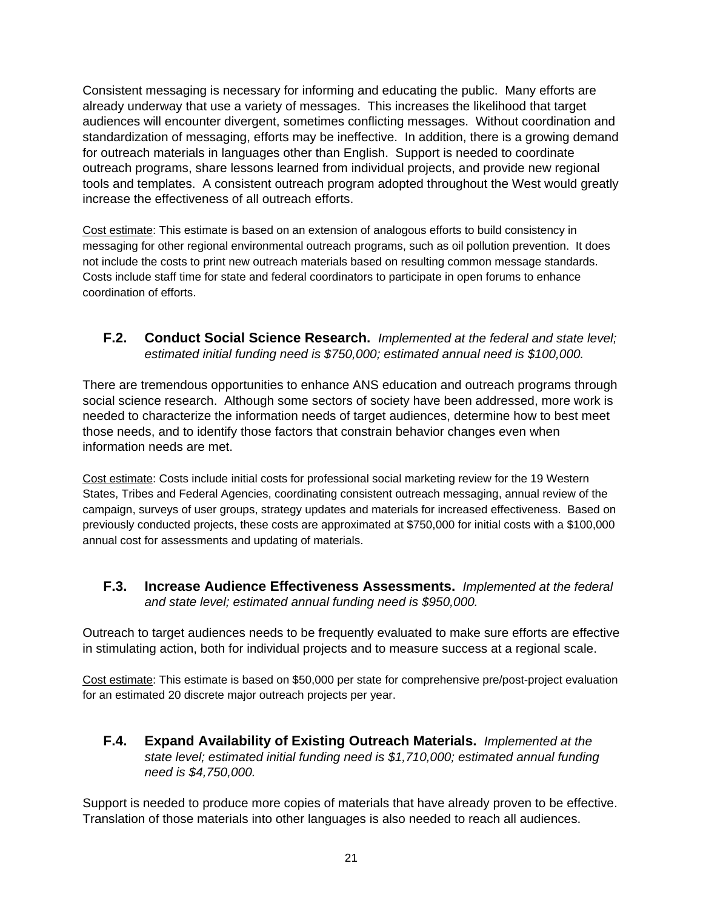Consistent messaging is necessary for informing and educating the public. Many efforts are already underway that use a variety of messages. This increases the likelihood that target audiences will encounter divergent, sometimes conflicting messages. Without coordination and standardization of messaging, efforts may be ineffective. In addition, there is a growing demand for outreach materials in languages other than English. Support is needed to coordinate outreach programs, share lessons learned from individual projects, and provide new regional tools and templates. A consistent outreach program adopted throughout the West would greatly increase the effectiveness of all outreach efforts.

Cost estimate: This estimate is based on an extension of analogous efforts to build consistency in messaging for other regional environmental outreach programs, such as oil pollution prevention. It does not include the costs to print new outreach materials based on resulting common message standards. Costs include staff time for state and federal coordinators to participate in open forums to enhance coordination of efforts.

### F.2. Conduct Social Science Research. *Implemented at the federal and state level; estimated initial funding need is $750,000; estimated annual need is $100,000.*

There are tremendous opportunities to enhance ANS education and outreach programs through social science research. Although some sectors of society have been addressed, more work is needed to characterize the information needs of target audiences, determine how to best meet those needs, and to identify those factors that constrain behavior changes even when information needs are met.

Cost estimate: Costs include initial costs for professional social marketing review for the 19 Western States, Tribes and Federal Agencies, coordinating consistent outreach messaging, annual review of the campaign, surveys of user groups, strategy updates and materials for increased effectiveness. Based on previously conducted projects, these costs are approximated at $750,000 for initial costs with a $100,000 annual cost for assessments and updating of materials.

### F.3. Increase Audience Effectiveness Assessments. *Implemented at the federal and state level; estimated annual funding need is $950,000.*

Outreach to target audiences needs to be frequently evaluated to make sure efforts are effective in stimulating action, both for individual projects and to measure success at a regional scale.

Cost estimate: This estimate is based on $50,000 per state for comprehensive pre/post-project evaluation for an estimated 20 discrete major outreach projects per year.

### F.4. Expand Availability of Existing Outreach Materials. *Implemented at the state level; estimated initial funding need is $1,710,000; estimated annual funding need is $4,750,000.*

Support is needed to produce more copies of materials that have already proven to be effective. Translation of those materials into other languages is also needed to reach all audiences.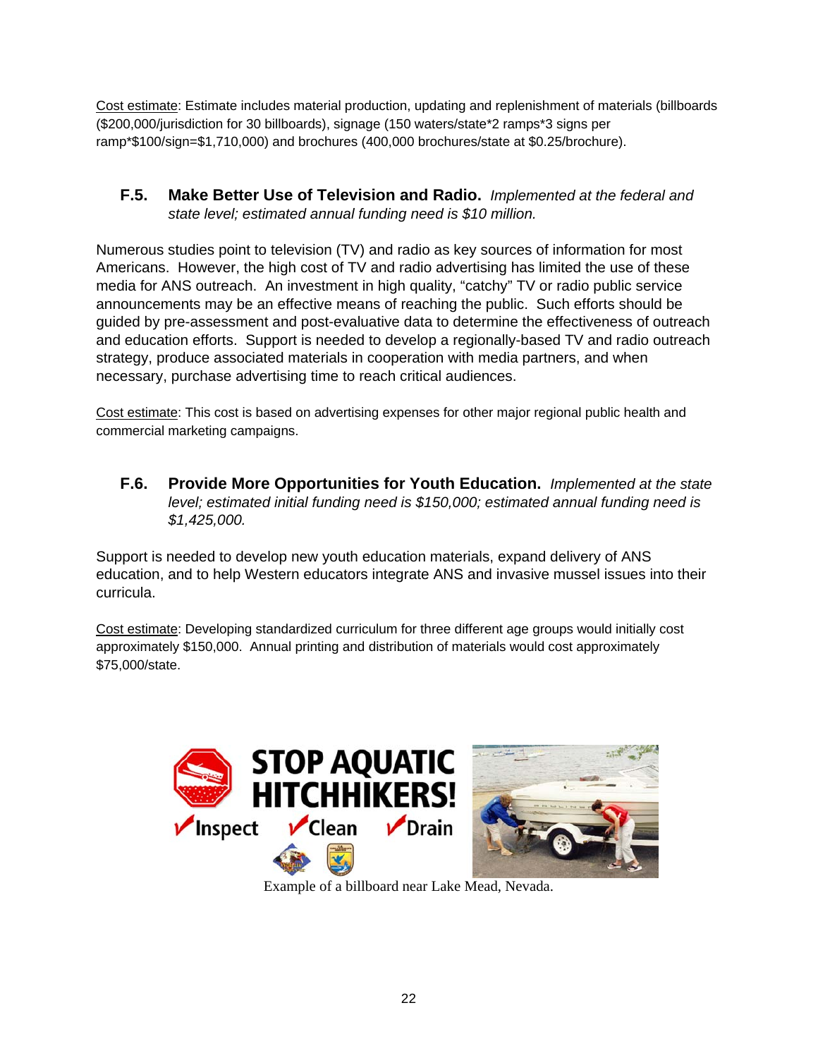Cost estimate: Estimate includes material production, updating and replenishment of materials (billboards ($200,000/jurisdiction for 30 billboards), signage (150 waters/state*2 ramps*3 signs per ramp*$100/sign=$1,710,000) and brochures (400,000 brochures/state at $0.25/brochure).

### F.5. Make Better Use of Television and Radio. *Implemented at the federal and state level; estimated annual funding need is $10 million.*

Numerous studies point to television (TV) and radio as key sources of information for most Americans. However, the high cost of TV and radio advertising has limited the use of these media for ANS outreach. An investment in high quality, "catchy" TV or radio public service announcements may be an effective means of reaching the public. Such efforts should be guided by pre-assessment and post-evaluative data to determine the effectiveness of outreach and education efforts. Support is needed to develop a regionally-based TV and radio outreach strategy, produce associated materials in cooperation with media partners, and when necessary, purchase advertising time to reach critical audiences.

Cost estimate: This cost is based on advertising expenses for other major regional public health and commercial marketing campaigns.

### F.6. Provide More Opportunities for Youth Education. *Implemented at the state level; estimated initial funding need is $150,000; estimated annual funding need is $1,425,000.*

Support is needed to develop new youth education materials, expand delivery of ANS education, and to help Western educators integrate ANS and invasive mussel issues into their curricula.

Cost estimate: Developing standardized curriculum for three different age groups would initially cost approximately $150,000. Annual printing and distribution of materials would cost approximately $75,000/state.

STOP AQUATIC HITCHHIKERS!

✓Inspect ✓Clean ✓Drain

Example of a billboard near Lake Mead, Nevada.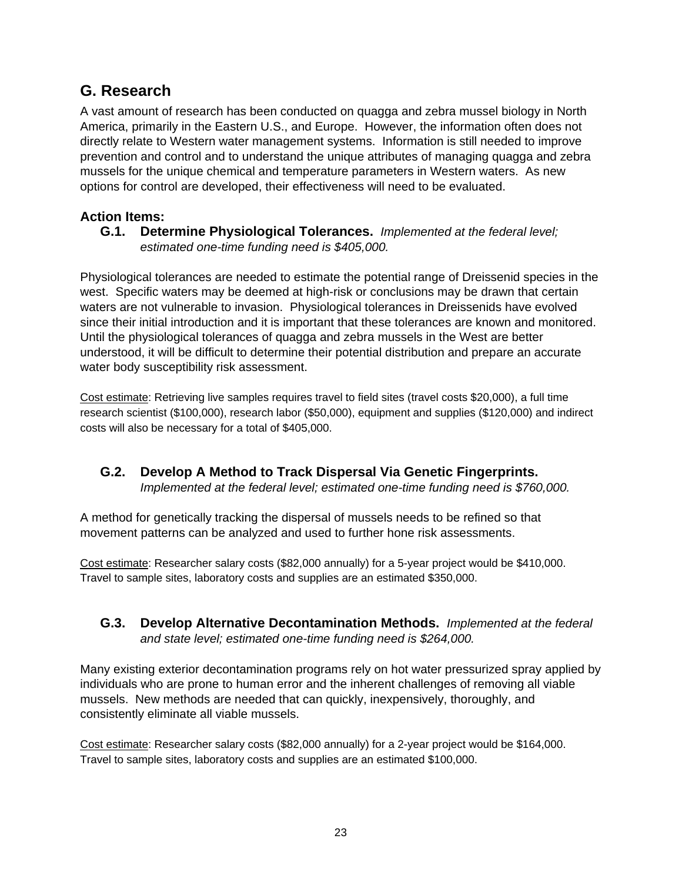## G. Research

A vast amount of research has been conducted on quagga and zebra mussel biology in North America, primarily in the Eastern U.S., and Europe. However, the information often does not directly relate to Western water management systems. Information is still needed to improve prevention and control and to understand the unique attributes of managing quagga and zebra mussels for the unique chemical and temperature parameters in Western waters. As new options for control are developed, their effectiveness will need to be evaluated.

### Action Items:

**G.1. Determine Physiological Tolerances.** *Implemented at the federal level; estimated one-time funding need is $405,000.*

Physiological tolerances are needed to estimate the potential range of Dreissenid species in the west. Specific waters may be deemed at high-risk or conclusions may be drawn that certain waters are not vulnerable to invasion. Physiological tolerances in Dreissenids have evolved since their initial introduction and it is important that these tolerances are known and monitored. Until the physiological tolerances of quagga and zebra mussels in the West are better understood, it will be difficult to determine their potential distribution and prepare an accurate water body susceptibility risk assessment.

<u>Cost estimate</u>: Retrieving live samples requires travel to field sites (travel costs $20,000), a full time research scientist ($100,000), research labor ($50,000), equipment and supplies ($120,000) and indirect costs will also be necessary for a total of $405,000.

**G.2. Develop A Method to Track Dispersal Via Genetic Fingerprints.** *Implemented at the federal level; estimated one-time funding need is $760,000.*

A method for genetically tracking the dispersal of mussels needs to be refined so that movement patterns can be analyzed and used to further hone risk assessments.

<u>Cost estimate</u>: Researcher salary costs ($82,000 annually) for a 5-year project would be $410,000. Travel to sample sites, laboratory costs and supplies are an estimated $350,000.

**G.3. Develop Alternative Decontamination Methods.** *Implemented at the federal and state level; estimated one-time funding need is $264,000.*

Many existing exterior decontamination programs rely on hot water pressurized spray applied by individuals who are prone to human error and the inherent challenges of removing all viable mussels. New methods are needed that can quickly, inexpensively, thoroughly, and consistently eliminate all viable mussels.

<u>Cost estimate</u>: Researcher salary costs ($82,000 annually) for a 2-year project would be $164,000. Travel to sample sites, laboratory costs and supplies are an estimated $100,000.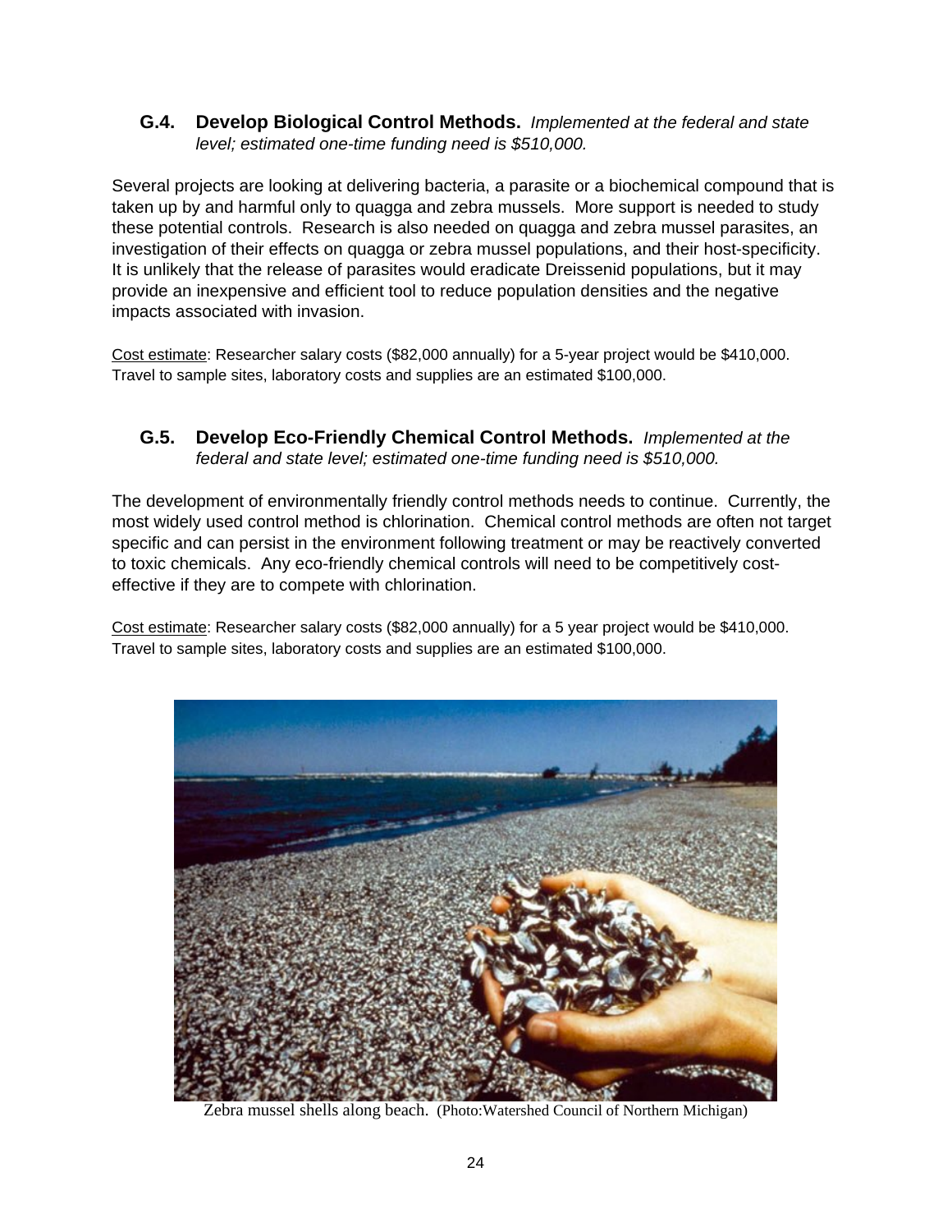### G.4. Develop Biological Control Methods. *Implemented at the federal and state level; estimated one-time funding need is $510,000.*

Several projects are looking at delivering bacteria, a parasite or a biochemical compound that is taken up by and harmful only to quagga and zebra mussels. More support is needed to study these potential controls. Research is also needed on quagga and zebra mussel parasites, an investigation of their effects on quagga or zebra mussel populations, and their host-specificity. It is unlikely that the release of parasites would eradicate Dreissenid populations, but it may provide an inexpensive and efficient tool to reduce population densities and the negative impacts associated with invasion.

<u>Cost estimate</u>: Researcher salary costs ($82,000 annually) for a 5-year project would be $410,000. Travel to sample sites, laboratory costs and supplies are an estimated $100,000.

### G.5. Develop Eco-Friendly Chemical Control Methods. *Implemented at the federal and state level; estimated one-time funding need is $510,000.*

The development of environmentally friendly control methods needs to continue. Currently, the most widely used control method is chlorination. Chemical control methods are often not target specific and can persist in the environment following treatment or may be reactively converted to toxic chemicals. Any eco-friendly chemical controls will need to be competitively cost-effective if they are to compete with chlorination.

<u>Cost estimate</u>: Researcher salary costs ($82,000 annually) for a 5 year project would be $410,000. Travel to sample sites, laboratory costs and supplies are an estimated $100,000.

Zebra mussel shells along beach. (Photo:Watershed Council of Northern Michigan)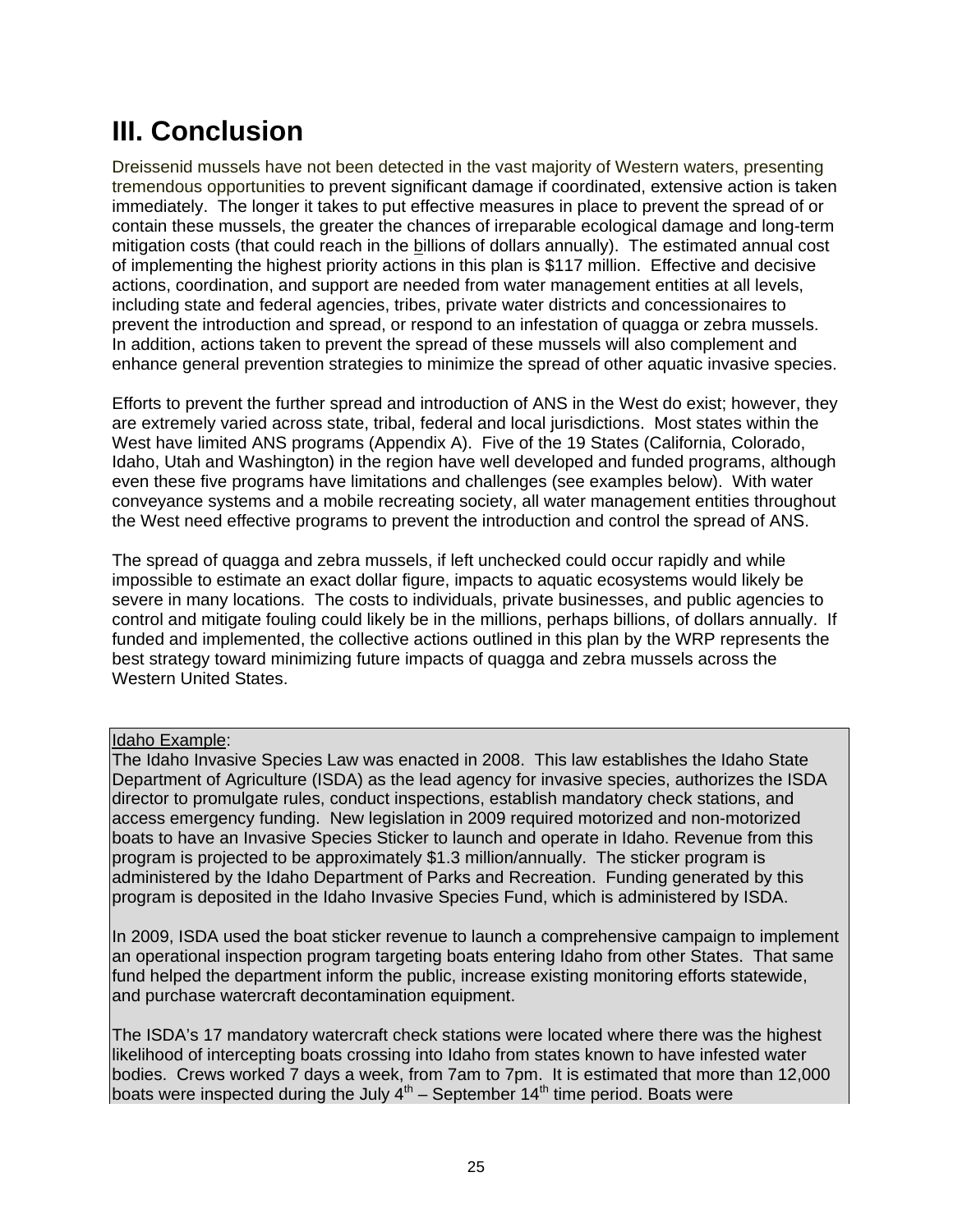# III. Conclusion

Dreissenid mussels have not been detected in the vast majority of Western waters, presenting tremendous opportunities to prevent significant damage if coordinated, extensive action is taken immediately. The longer it takes to put effective measures in place to prevent the spread of or contain these mussels, the greater the chances of irreparable ecological damage and long-term mitigation costs (that could reach in the billions of dollars annually). The estimated annual cost of implementing the highest priority actions in this plan is $117 million. Effective and decisive actions, coordination, and support are needed from water management entities at all levels, including state and federal agencies, tribes, private water districts and concessionaires to prevent the introduction and spread, or respond to an infestation of quagga or zebra mussels. In addition, actions taken to prevent the spread of these mussels will also complement and enhance general prevention strategies to minimize the spread of other aquatic invasive species.

Efforts to prevent the further spread and introduction of ANS in the West do exist; however, they are extremely varied across state, tribal, federal and local jurisdictions. Most states within the West have limited ANS programs (Appendix A). Five of the 19 States (California, Colorado, Idaho, Utah and Washington) in the region have well developed and funded programs, although even these five programs have limitations and challenges (see examples below). With water conveyance systems and a mobile recreating society, all water management entities throughout the West need effective programs to prevent the introduction and control the spread of ANS.

The spread of quagga and zebra mussels, if left unchecked could occur rapidly and while impossible to estimate an exact dollar figure, impacts to aquatic ecosystems would likely be severe in many locations. The costs to individuals, private businesses, and public agencies to control and mitigate fouling could likely be in the millions, perhaps billions, of dollars annually. If funded and implemented, the collective actions outlined in this plan by the WRP represents the best strategy toward minimizing future impacts of quagga and zebra mussels across the Western United States.

Idaho Example:

The Idaho Invasive Species Law was enacted in 2008. This law establishes the Idaho State Department of Agriculture (ISDA) as the lead agency for invasive species, authorizes the ISDA director to promulgate rules, conduct inspections, establish mandatory check stations, and access emergency funding. New legislation in 2009 required motorized and non-motorized boats to have an Invasive Species Sticker to launch and operate in Idaho. Revenue from this program is projected to be approximately $1.3 million/annually. The sticker program is administered by the Idaho Department of Parks and Recreation. Funding generated by this program is deposited in the Idaho Invasive Species Fund, which is administered by ISDA.

In 2009, ISDA used the boat sticker revenue to launch a comprehensive campaign to implement an operational inspection program targeting boats entering Idaho from other States. That same fund helped the department inform the public, increase existing monitoring efforts statewide, and purchase watercraft decontamination equipment.

The ISDA's 17 mandatory watercraft check stations were located where there was the highest likelihood of intercepting boats crossing into Idaho from states known to have infested water bodies. Crews worked 7 days a week, from 7am to 7pm. It is estimated that more than 12,000 boats were inspected during the July 4th – September 14th time period. Boats were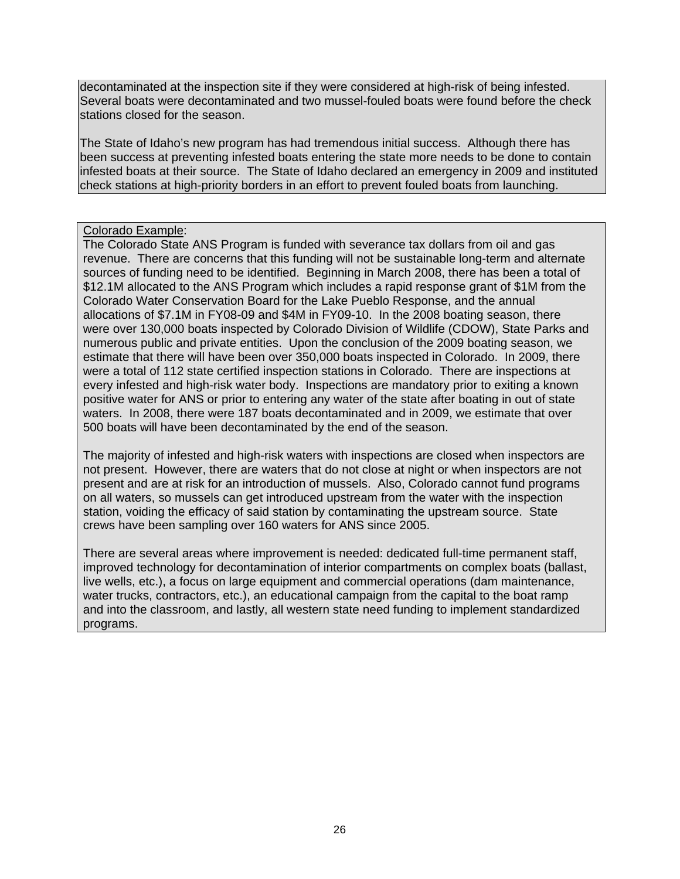decontaminated at the inspection site if they were considered at high-risk of being infested. Several boats were decontaminated and two mussel-fouled boats were found before the check stations closed for the season.

The State of Idaho's new program has had tremendous initial success. Although there has been success at preventing infested boats entering the state more needs to be done to contain infested boats at their source. The State of Idaho declared an emergency in 2009 and instituted check stations at high-priority borders in an effort to prevent fouled boats from launching.

Colorado Example:

The Colorado State ANS Program is funded with severance tax dollars from oil and gas revenue. There are concerns that this funding will not be sustainable long-term and alternate sources of funding need to be identified. Beginning in March 2008, there has been a total of \$12.1M allocated to the ANS Program which includes a rapid response grant of \$1M from the Colorado Water Conservation Board for the Lake Pueblo Response, and the annual allocations of \$7.1M in FY08-09 and \$4M in FY09-10. In the 2008 boating season, there were over 130,000 boats inspected by Colorado Division of Wildlife (CDOW), State Parks and numerous public and private entities. Upon the conclusion of the 2009 boating season, we estimate that there will have been over 350,000 boats inspected in Colorado. In 2009, there were a total of 112 state certified inspection stations in Colorado. There are inspections at every infested and high-risk water body. Inspections are mandatory prior to exiting a known positive water for ANS or prior to entering any water of the state after boating in out of state waters. In 2008, there were 187 boats decontaminated and in 2009, we estimate that over 500 boats will have been decontaminated by the end of the season.

The majority of infested and high-risk waters with inspections are closed when inspectors are not present. However, there are waters that do not close at night or when inspectors are not present and are at risk for an introduction of mussels. Also, Colorado cannot fund programs on all waters, so mussels can get introduced upstream from the water with the inspection station, voiding the efficacy of said station by contaminating the upstream source. State crews have been sampling over 160 waters for ANS since 2005.

There are several areas where improvement is needed: dedicated full-time permanent staff, improved technology for decontamination of interior compartments on complex boats (ballast, live wells, etc.), a focus on large equipment and commercial operations (dam maintenance, water trucks, contractors, etc.), an educational campaign from the capital to the boat ramp and into the classroom, and lastly, all western state need funding to implement standardized programs.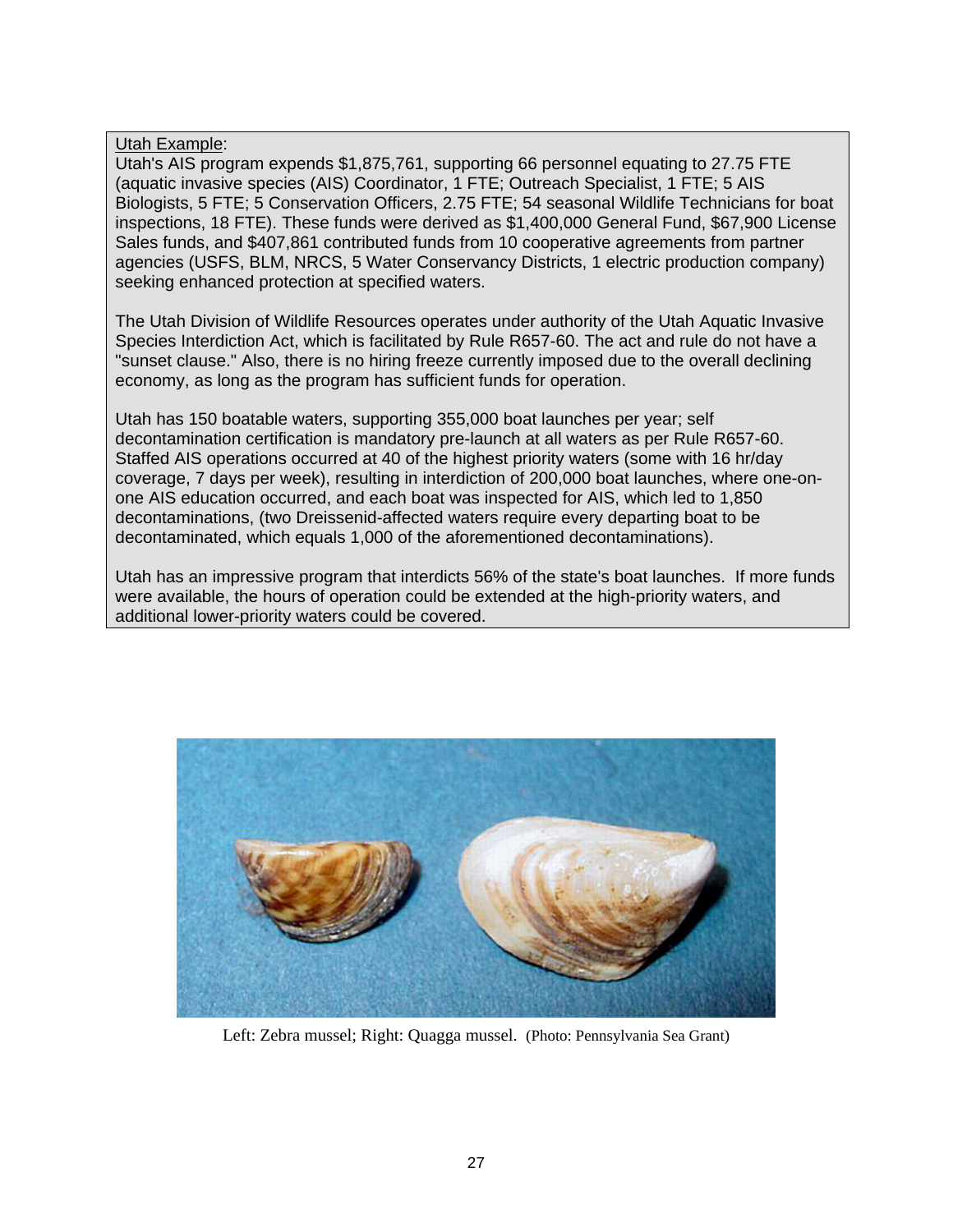Utah Example:
Utah's AIS program expends $1,875,761, supporting 66 personnel equating to 27.75 FTE (aquatic invasive species (AIS) Coordinator, 1 FTE; Outreach Specialist, 1 FTE; 5 AIS Biologists, 5 FTE; 5 Conservation Officers, 2.75 FTE; 54 seasonal Wildlife Technicians for boat inspections, 18 FTE). These funds were derived as $1,400,000 General Fund, $67,900 License Sales funds, and $407,861 contributed funds from 10 cooperative agreements from partner agencies (USFS, BLM, NRCS, 5 Water Conservancy Districts, 1 electric production company) seeking enhanced protection at specified waters.

The Utah Division of Wildlife Resources operates under authority of the Utah Aquatic Invasive Species Interdiction Act, which is facilitated by Rule R657-60. The act and rule do not have a "sunset clause." Also, there is no hiring freeze currently imposed due to the overall declining economy, as long as the program has sufficient funds for operation.

Utah has 150 boatable waters, supporting 355,000 boat launches per year; self decontamination certification is mandatory pre-launch at all waters as per Rule R657-60. Staffed AIS operations occurred at 40 of the highest priority waters (some with 16 hr/day coverage, 7 days per week), resulting in interdiction of 200,000 boat launches, where one-on-one AIS education occurred, and each boat was inspected for AIS, which led to 1,850 decontaminations, (two Dreissenid-affected waters require every departing boat to be decontaminated, which equals 1,000 of the aforementioned decontaminations).

Utah has an impressive program that interdicts 56% of the state's boat launches. If more funds were available, the hours of operation could be extended at the high-priority waters, and additional lower-priority waters could be covered.

Left: Zebra mussel; Right: Quagga mussel. (Photo: Pennsylvania Sea Grant)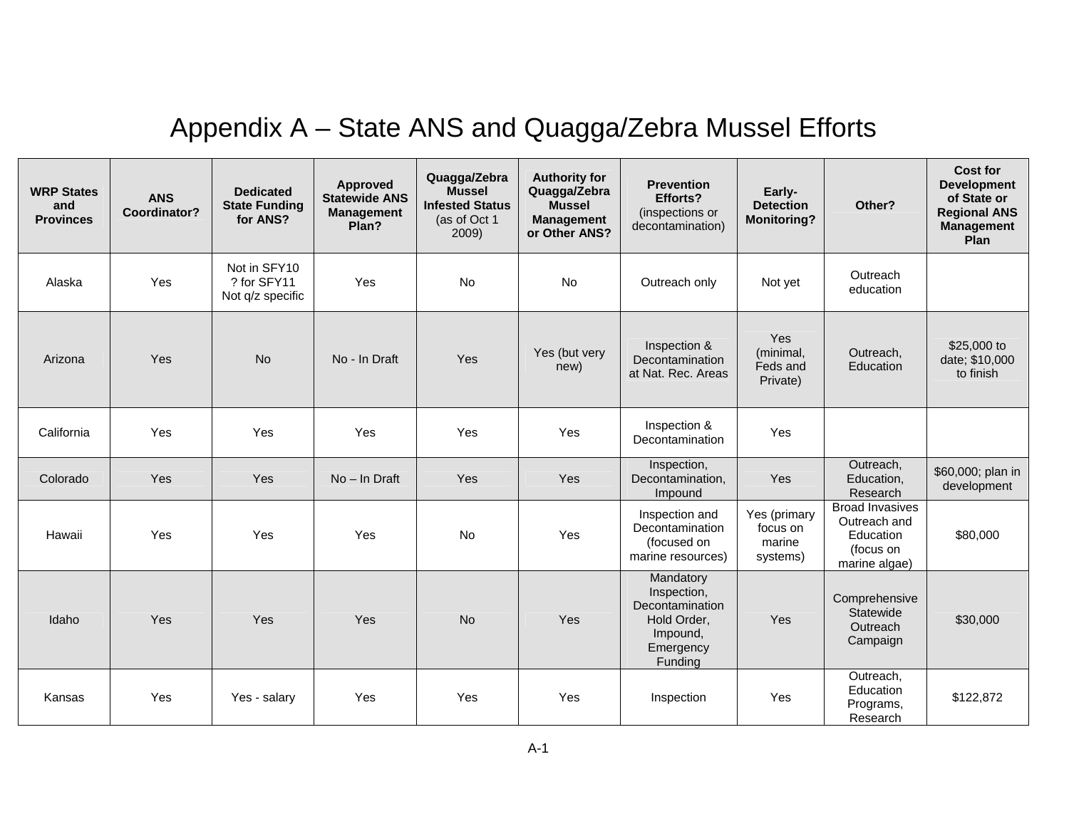# Appendix A – State ANS and Quagga/Zebra Mussel Efforts

| WRP States and Provinces | ANS Coordinator? | Dedicated State Funding for ANS? | Approved Statewide ANS Management Plan? | Quagga/Zebra Mussel Infested Status (as of Oct 1 2009) | Authority for Quagga/Zebra Mussel Management or Other ANS? | Prevention Efforts? (inspections or decontamination) | Early-Detection Monitoring? | Other? | Cost for Development of State or Regional ANS Management Plan |
|---|---|---|---|---|---|---|---|---|---|
| Alaska | Yes | Not in SFY10 ? for SFY11 Not q/z specific | Yes | No | No | Outreach only | Not yet | Outreach education | |
| Arizona | Yes | No | No - In Draft | Yes | Yes (but very new) | Inspection & Decontamination at Nat. Rec. Areas | Yes (minimal, Feds and Private) | Outreach, Education | $25,000 to date; $10,000 to finish |
| California | Yes | Yes | Yes | Yes | Yes | Inspection & Decontamination | Yes | | |
| Colorado | Yes | Yes | No – In Draft | Yes | Yes | Inspection, Decontamination, Impound | Yes | Outreach, Education, Research | $60,000; plan in development |
| Hawaii | Yes | Yes | Yes | No | Yes | Inspection and Decontamination (focused on marine resources) | Yes (primary focus on marine systems) | Broad Invasives Outreach and Education (focus on marine algae) | $80,000 |
| Idaho | Yes | Yes | Yes | No | Yes | Mandatory Inspection, Decontamination Hold Order, Impound, Emergency Funding | Yes | Comprehensive Statewide Outreach Campaign | $30,000 |
| Kansas | Yes | Yes - salary | Yes | Yes | Yes | Inspection | Yes | Outreach, Education Programs, Research | $122,872 |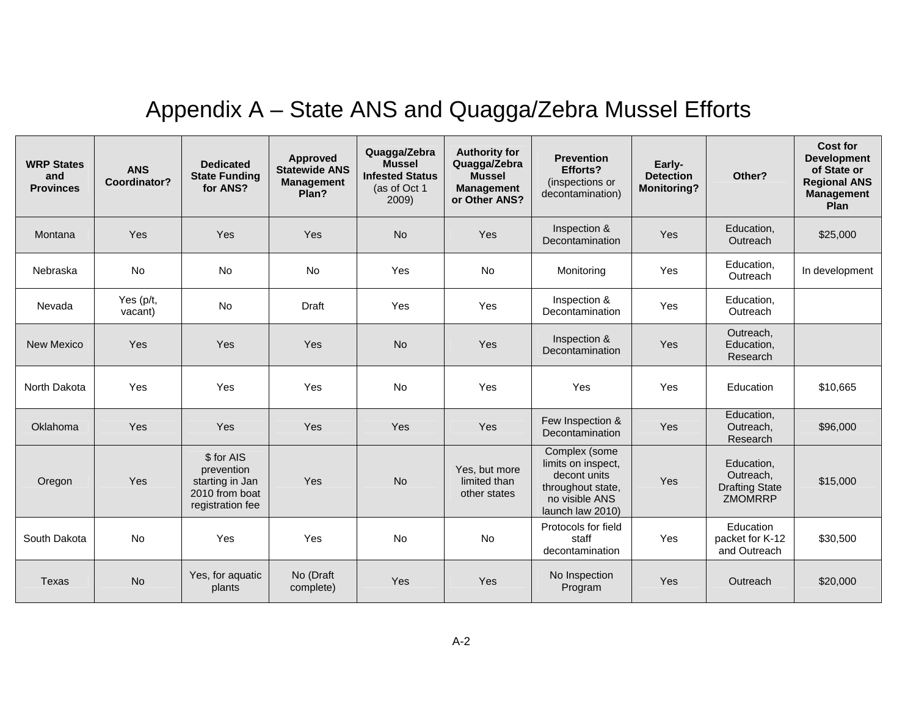# Appendix A – State ANS and Quagga/Zebra Mussel Efforts

| WRP States and Provinces | ANS Coordinator? | Dedicated State Funding for ANS? | Approved Statewide ANS Management Plan? | Quagga/Zebra Mussel Infested Status (as of Oct 1 2009) | Authority for Quagga/Zebra Mussel Management or Other ANS? | Prevention Efforts? (inspections or decontamination) | Early-Detection Monitoring? | Other? | Cost for Development of State or Regional ANS Management Plan |
|---|---|---|---|---|---|---|---|---|---|
| Montana | Yes | Yes | Yes | No | Yes | Inspection & Decontamination | Yes | Education, Outreach | $25,000 |
| Nebraska | No | No | No | Yes | No | Monitoring | Yes | Education, Outreach | In development |
| Nevada | Yes (p/t, vacant) | No | Draft | Yes | Yes | Inspection & Decontamination | Yes | Education, Outreach | |
| New Mexico | Yes | Yes | Yes | No | Yes | Inspection & Decontamination | Yes | Outreach, Education, Research | |
| North Dakota | Yes | Yes | Yes | No | Yes | Yes | Yes | Education | $10,665 |
| Oklahoma | Yes | Yes | Yes | Yes | Yes | Few Inspection & Decontamination | Yes | Education, Outreach, Research | $96,000 |
| Oregon | Yes | $ for AIS prevention starting in Jan 2010 from boat registration fee | Yes | No | Yes, but more limited than other states | Complex (some limits on inspect, decont units throughout state, no visible ANS launch law 2010) | Yes | Education, Outreach, Drafting State ZMOMRRP | $15,000 |
| South Dakota | No | Yes | Yes | No | No | Protocols for field staff decontamination | Yes | Education packet for K-12 and Outreach | $30,500 |
| Texas | No | Yes, for aquatic plants | No (Draft complete) | Yes | Yes | No Inspection Program | Yes | Outreach | $20,000 |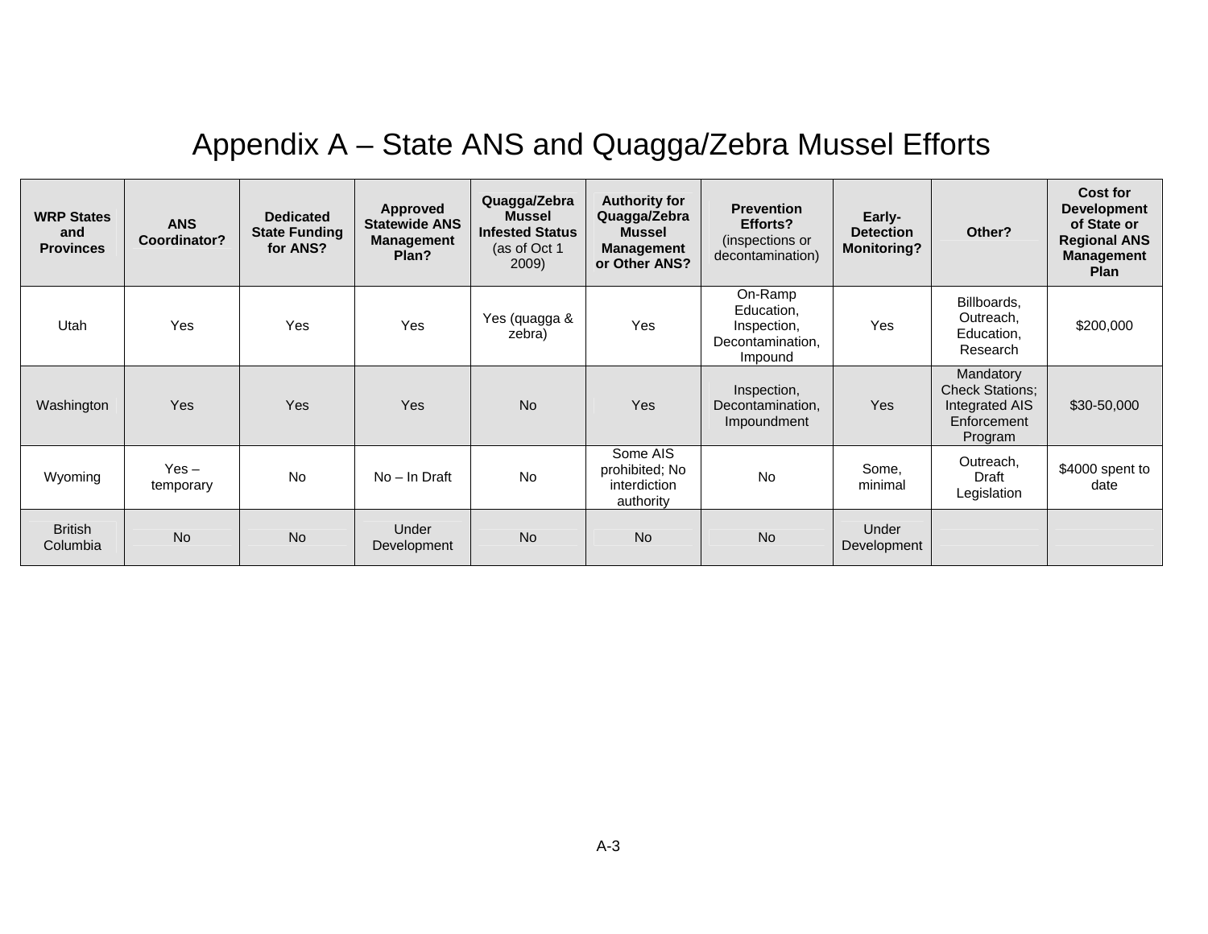# Appendix A – State ANS and Quagga/Zebra Mussel Efforts

| WRP States and Provinces | ANS Coordinator? | Dedicated State Funding for ANS? | Approved Statewide ANS Management Plan? | Quagga/Zebra Mussel Infested Status (as of Oct 1 2009) | Authority for Quagga/Zebra Mussel Management or Other ANS? | Prevention Efforts? (inspections or decontamination) | Early-Detection Monitoring? | Other? | Cost for Development of State or Regional ANS Management Plan |
|---|---|---|---|---|---|---|---|---|---|
| Utah | Yes | Yes | Yes | Yes (quagga & zebra) | Yes | On-Ramp Education, Inspection, Decontamination, Impound | Yes | Billboards, Outreach, Education, Research | $200,000 |
| Washington | Yes | Yes | Yes | No | Yes | Inspection, Decontamination, Impoundment | Yes | Mandatory Check Stations; Integrated AIS Enforcement Program | $30-50,000 |
| Wyoming | Yes – temporary | No | No – In Draft | No | Some AIS prohibited; No interdiction authority | No | Some, minimal | Outreach, Draft Legislation | $4000 spent to date |
| British Columbia | No | No | Under Development | No | No | No | Under Development | | |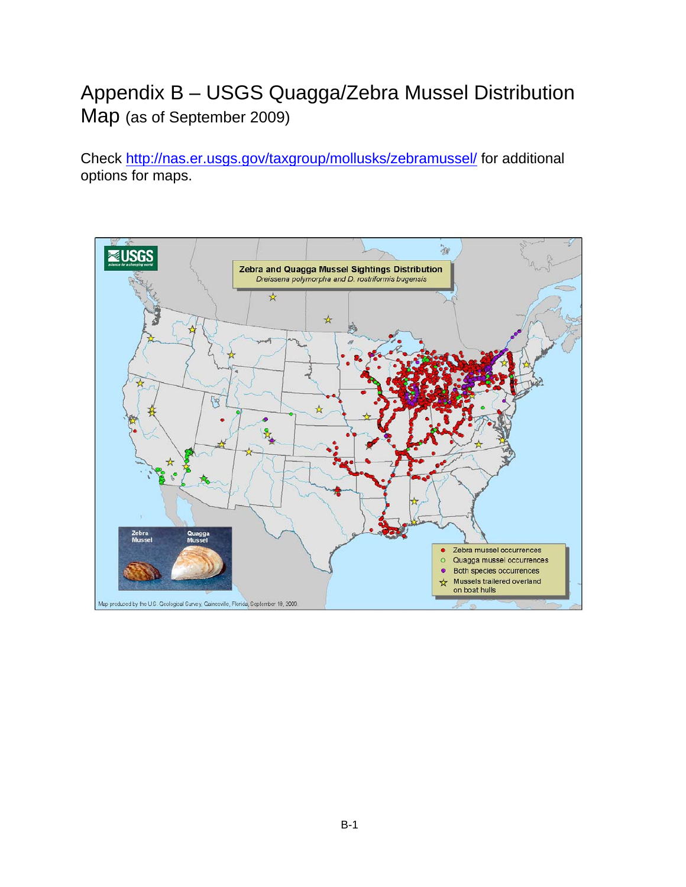# Appendix B – USGS Quagga/Zebra Mussel Distribution Map (as of September 2009)

Check http://nas.er.usgs.gov/taxgroup/mollusks/zebramussel/ for additional options for maps.

Zebra and Quagga Mussel Sightings Distribution
*Dreissena polymorpha and D. rostriformis bugensis*

Zebra Mussel | Quagga Mussel

- Zebra mussel occurrences
- Quagga mussel occurrences
- Both species occurrences
- Mussels trailered overland on boat hulls

Map produced by the U.S. Geological Survey, Gainesville, Florida, September 18, 2009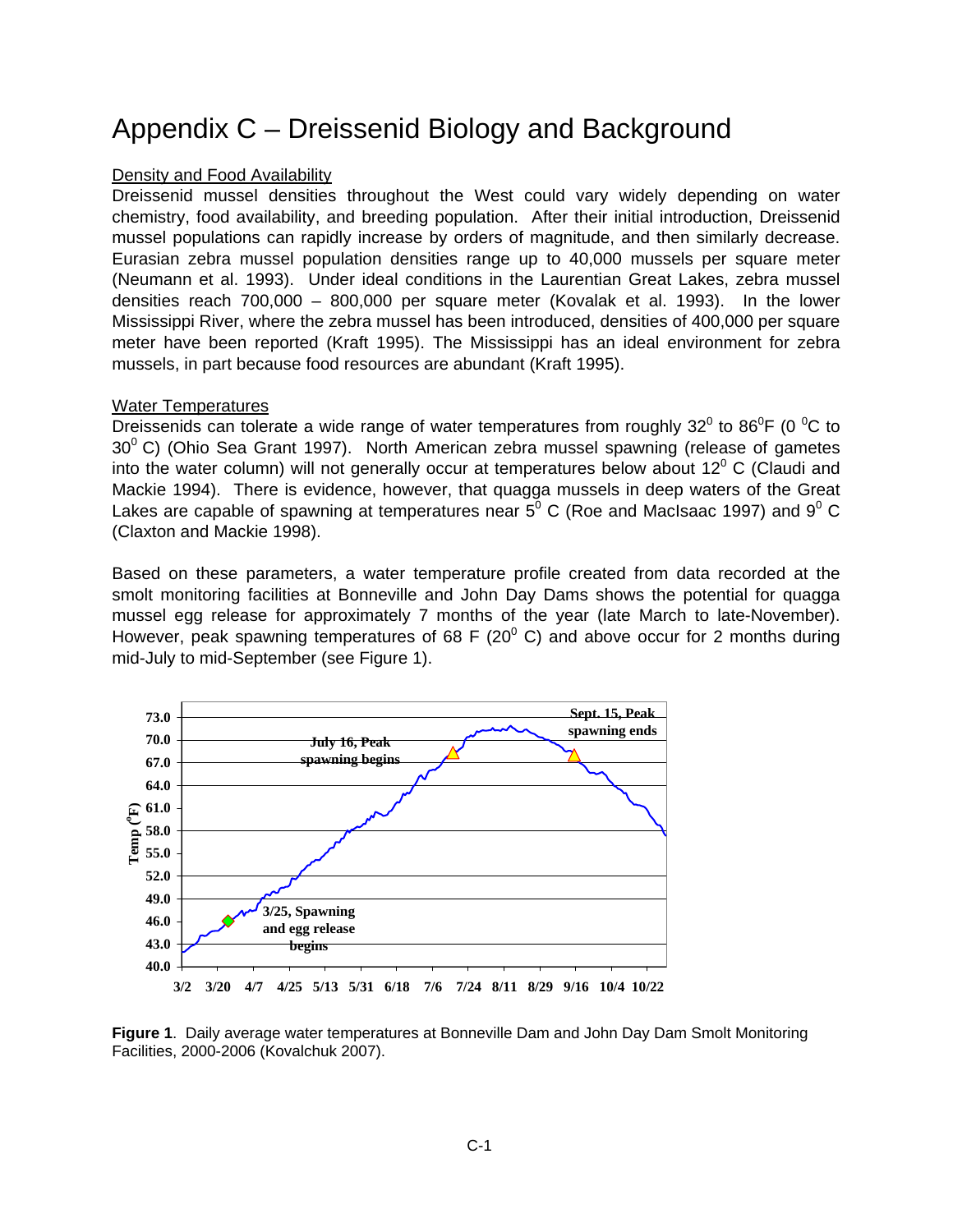# Appendix C – Dreissenid Biology and Background

Density and Food Availability

Dreissenid mussel densities throughout the West could vary widely depending on water chemistry, food availability, and breeding population. After their initial introduction, Dreissenid mussel populations can rapidly increase by orders of magnitude, and then similarly decrease. Eurasian zebra mussel population densities range up to 40,000 mussels per square meter (Neumann et al. 1993). Under ideal conditions in the Laurentian Great Lakes, zebra mussel densities reach 700,000 – 800,000 per square meter (Kovalak et al. 1993). In the lower Mississippi River, where the zebra mussel has been introduced, densities of 400,000 per square meter have been reported (Kraft 1995). The Mississippi has an ideal environment for zebra mussels, in part because food resources are abundant (Kraft 1995).

Water Temperatures

Dreissenids can tolerate a wide range of water temperatures from roughly $32^0$ to $86^0$F ($0\ ^0$C to $30^0$ C) (Ohio Sea Grant 1997). North American zebra mussel spawning (release of gametes into the water column) will not generally occur at temperatures below about $12^0$ C (Claudi and Mackie 1994). There is evidence, however, that quagga mussels in deep waters of the Great Lakes are capable of spawning at temperatures near $5^0$ C (Roe and MacIsaac 1997) and $9^0$ C (Claxton and Mackie 1998).

Based on these parameters, a water temperature profile created from data recorded at the smolt monitoring facilities at Bonneville and John Day Dams shows the potential for quagga mussel egg release for approximately 7 months of the year (late March to late-November). However, peak spawning temperatures of 68 F ($20^0$ C) and above occur for 2 months during mid-July to mid-September (see Figure 1).

**Figure 1**. Daily average water temperatures at Bonneville Dam and John Day Dam Smolt Monitoring Facilities, 2000-2006 (Kovalchuk 2007).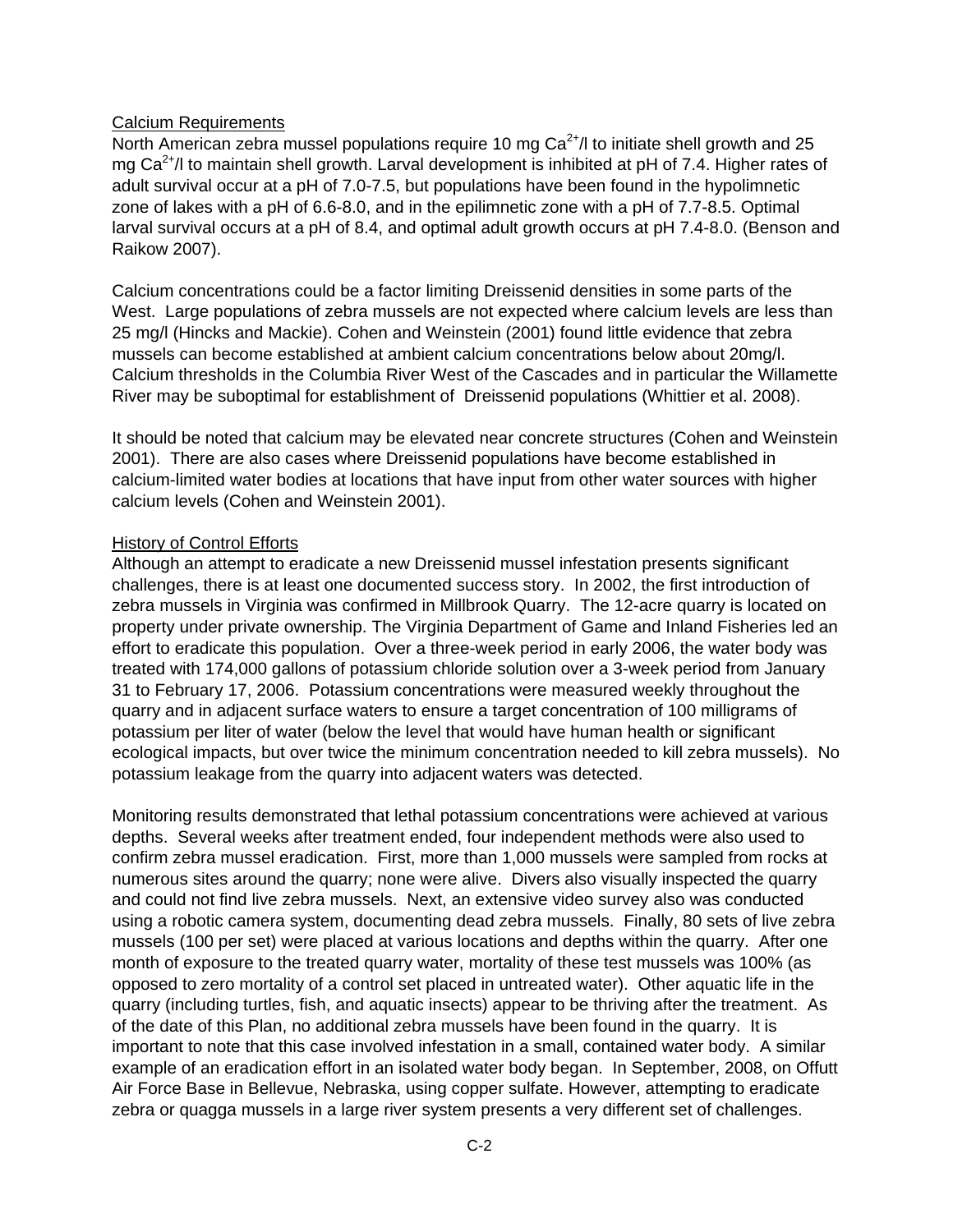Calcium Requirements

North American zebra mussel populations require 10 mg $Ca^{2+}$/l to initiate shell growth and 25 mg $Ca^{2+}$/l to maintain shell growth. Larval development is inhibited at pH of 7.4. Higher rates of adult survival occur at a pH of 7.0-7.5, but populations have been found in the hypolimnetic zone of lakes with a pH of 6.6-8.0, and in the epilimnetic zone with a pH of 7.7-8.5. Optimal larval survival occurs at a pH of 8.4, and optimal adult growth occurs at pH 7.4-8.0. (Benson and Raikow 2007).

Calcium concentrations could be a factor limiting Dreissenid densities in some parts of the West. Large populations of zebra mussels are not expected where calcium levels are less than 25 mg/l (Hincks and Mackie). Cohen and Weinstein (2001) found little evidence that zebra mussels can become established at ambient calcium concentrations below about 20mg/l. Calcium thresholds in the Columbia River West of the Cascades and in particular the Willamette River may be suboptimal for establishment of Dreissenid populations (Whittier et al. 2008).

It should be noted that calcium may be elevated near concrete structures (Cohen and Weinstein 2001). There are also cases where Dreissenid populations have become established in calcium-limited water bodies at locations that have input from other water sources with higher calcium levels (Cohen and Weinstein 2001).

History of Control Efforts

Although an attempt to eradicate a new Dreissenid mussel infestation presents significant challenges, there is at least one documented success story. In 2002, the first introduction of zebra mussels in Virginia was confirmed in Millbrook Quarry. The 12-acre quarry is located on property under private ownership. The Virginia Department of Game and Inland Fisheries led an effort to eradicate this population. Over a three-week period in early 2006, the water body was treated with 174,000 gallons of potassium chloride solution over a 3-week period from January 31 to February 17, 2006. Potassium concentrations were measured weekly throughout the quarry and in adjacent surface waters to ensure a target concentration of 100 milligrams of potassium per liter of water (below the level that would have human health or significant ecological impacts, but over twice the minimum concentration needed to kill zebra mussels). No potassium leakage from the quarry into adjacent waters was detected.

Monitoring results demonstrated that lethal potassium concentrations were achieved at various depths. Several weeks after treatment ended, four independent methods were also used to confirm zebra mussel eradication. First, more than 1,000 mussels were sampled from rocks at numerous sites around the quarry; none were alive. Divers also visually inspected the quarry and could not find live zebra mussels. Next, an extensive video survey also was conducted using a robotic camera system, documenting dead zebra mussels. Finally, 80 sets of live zebra mussels (100 per set) were placed at various locations and depths within the quarry. After one month of exposure to the treated quarry water, mortality of these test mussels was 100% (as opposed to zero mortality of a control set placed in untreated water). Other aquatic life in the quarry (including turtles, fish, and aquatic insects) appear to be thriving after the treatment. As of the date of this Plan, no additional zebra mussels have been found in the quarry. It is important to note that this case involved infestation in a small, contained water body. A similar example of an eradication effort in an isolated water body began. In September, 2008, on Offutt Air Force Base in Bellevue, Nebraska, using copper sulfate. However, attempting to eradicate zebra or quagga mussels in a large river system presents a very different set of challenges.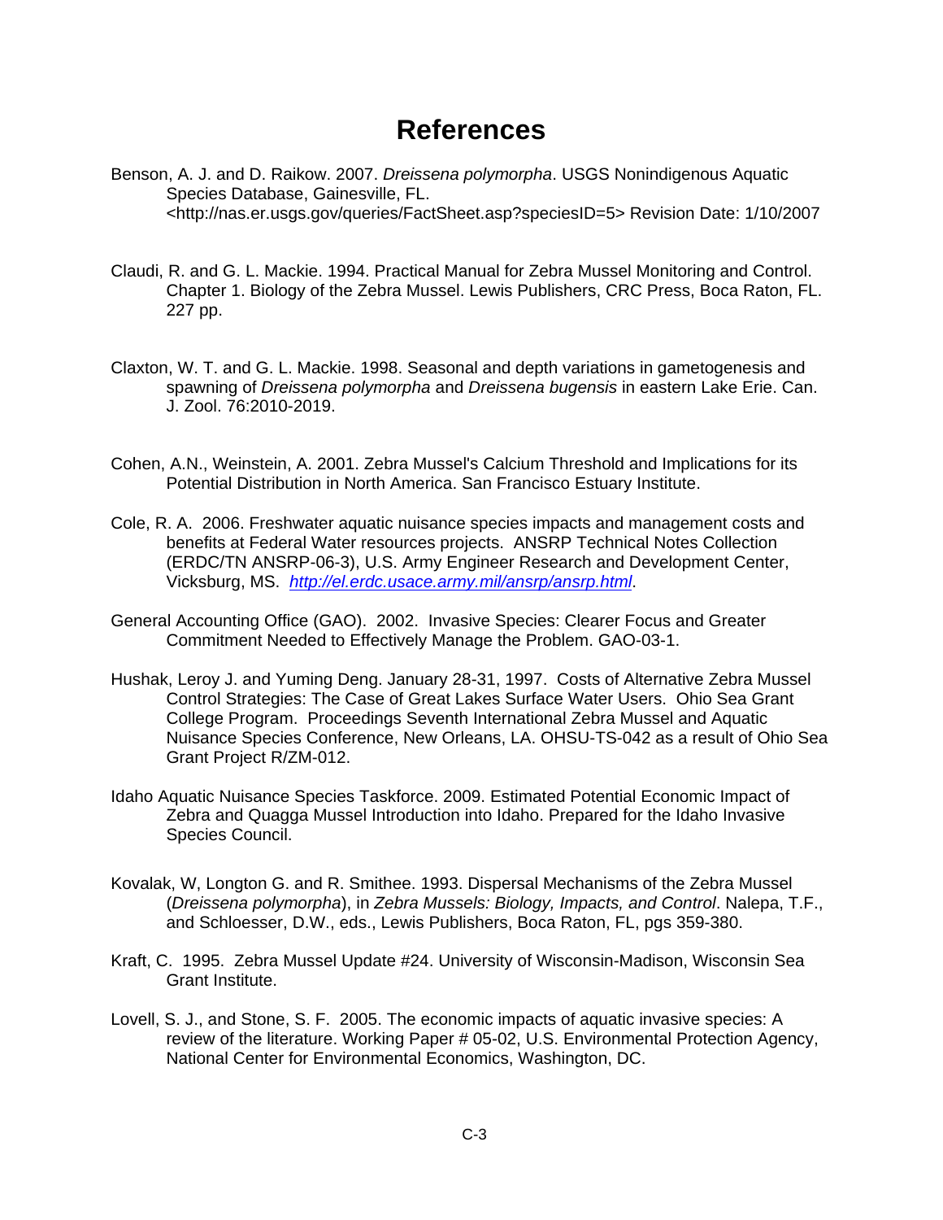# References

Benson, A. J. and D. Raikow. 2007. *Dreissena polymorpha*. USGS Nonindigenous Aquatic Species Database, Gainesville, FL. <http://nas.er.usgs.gov/queries/FactSheet.asp?speciesID=5> Revision Date: 1/10/2007

Claudi, R. and G. L. Mackie. 1994. Practical Manual for Zebra Mussel Monitoring and Control. Chapter 1. Biology of the Zebra Mussel. Lewis Publishers, CRC Press, Boca Raton, FL. 227 pp.

Claxton, W. T. and G. L. Mackie. 1998. Seasonal and depth variations in gametogenesis and spawning of *Dreissena polymorpha* and *Dreissena bugensis* in eastern Lake Erie. Can. J. Zool. 76:2010-2019.

Cohen, A.N., Weinstein, A. 2001. Zebra Mussel's Calcium Threshold and Implications for its Potential Distribution in North America. San Francisco Estuary Institute.

Cole, R. A. 2006. Freshwater aquatic nuisance species impacts and management costs and benefits at Federal Water resources projects. ANSRP Technical Notes Collection (ERDC/TN ANSRP-06-3), U.S. Army Engineer Research and Development Center, Vicksburg, MS. *http://el.erdc.usace.army.mil/ansrp/ansrp.html*.

General Accounting Office (GAO). 2002. Invasive Species: Clearer Focus and Greater Commitment Needed to Effectively Manage the Problem. GAO-03-1.

Hushak, Leroy J. and Yuming Deng. January 28-31, 1997. Costs of Alternative Zebra Mussel Control Strategies: The Case of Great Lakes Surface Water Users. Ohio Sea Grant College Program. Proceedings Seventh International Zebra Mussel and Aquatic Nuisance Species Conference, New Orleans, LA. OHSU-TS-042 as a result of Ohio Sea Grant Project R/ZM-012.

Idaho Aquatic Nuisance Species Taskforce. 2009. Estimated Potential Economic Impact of Zebra and Quagga Mussel Introduction into Idaho. Prepared for the Idaho Invasive Species Council.

Kovalak, W, Longton G. and R. Smithee. 1993. Dispersal Mechanisms of the Zebra Mussel (*Dreissena polymorpha*), in *Zebra Mussels: Biology, Impacts, and Control*. Nalepa, T.F., and Schloesser, D.W., eds., Lewis Publishers, Boca Raton, FL, pgs 359-380.

Kraft, C. 1995. Zebra Mussel Update #24. University of Wisconsin-Madison, Wisconsin Sea Grant Institute.

Lovell, S. J., and Stone, S. F. 2005. The economic impacts of aquatic invasive species: A review of the literature. Working Paper # 05-02, U.S. Environmental Protection Agency, National Center for Environmental Economics, Washington, DC.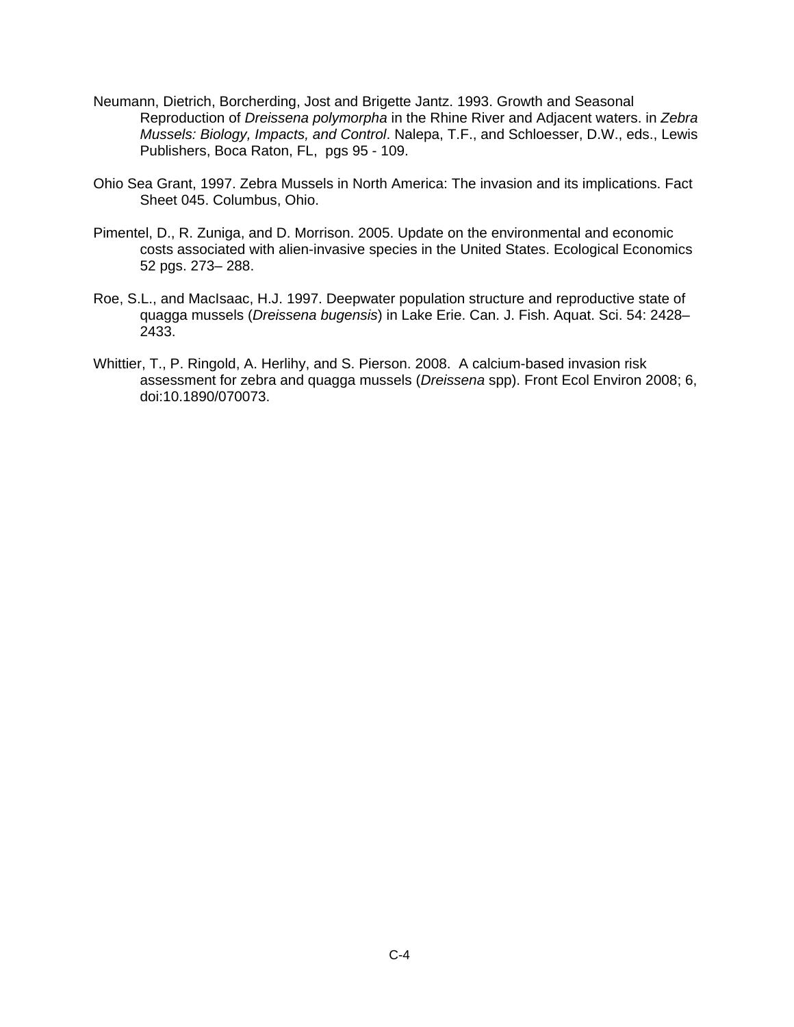Neumann, Dietrich, Borcherding, Jost and Brigette Jantz. 1993. Growth and Seasonal Reproduction of *Dreissena polymorpha* in the Rhine River and Adjacent waters. in *Zebra Mussels: Biology, Impacts, and Control*. Nalepa, T.F., and Schloesser, D.W., eds., Lewis Publishers, Boca Raton, FL, pgs 95 - 109.

Ohio Sea Grant, 1997. Zebra Mussels in North America: The invasion and its implications. Fact Sheet 045. Columbus, Ohio.

Pimentel, D., R. Zuniga, and D. Morrison. 2005. Update on the environmental and economic costs associated with alien-invasive species in the United States. Ecological Economics 52 pgs. 273– 288.

Roe, S.L., and MacIsaac, H.J. 1997. Deepwater population structure and reproductive state of quagga mussels (*Dreissena bugensis*) in Lake Erie. Can. J. Fish. Aquat. Sci. 54: 2428–2433.

Whittier, T., P. Ringold, A. Herlihy, and S. Pierson. 2008. A calcium-based invasion risk assessment for zebra and quagga mussels (*Dreissena* spp). Front Ecol Environ 2008; 6, doi:10.1890/070073.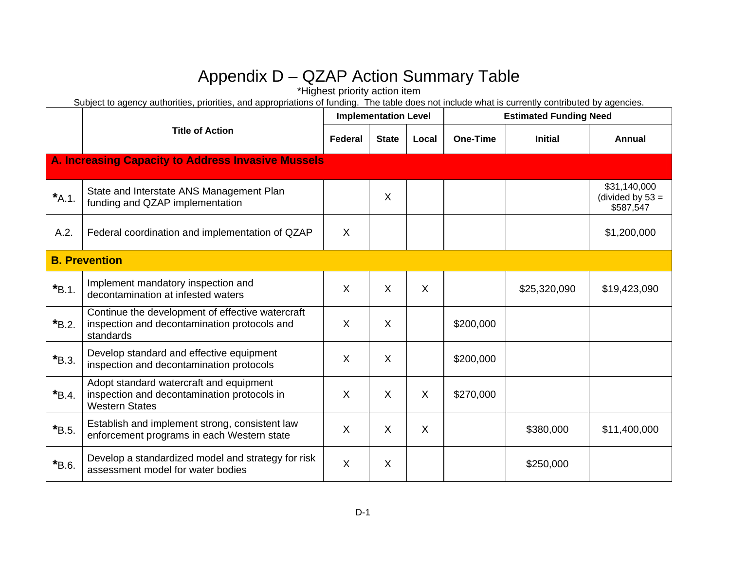# Appendix D – QZAP Action Summary Table

*Highest priority action item

Subject to agency authorities, priorities, and appropriations of funding. The table does not include what is currently contributed by agencies.

| | Title of Action | Implementation Level | | | Estimated Funding Need | | |
|---|---|---|---|---|---|---|---|
| | | Federal | State | Local | One-Time | Initial | Annual |
| **A. Increasing Capacity to Address Invasive Mussels** | | | | | | | |
| ***A.1.** | State and Interstate ANS Management Plan funding and QZAP implementation | | X | | | | $31,140,000 (divided by 53 = $587,547 |
| A.2. | Federal coordination and implementation of QZAP | X | | | | | $1,200,000 |
| **B. Prevention** | | | | | | | |
| ***B.1.** | Implement mandatory inspection and decontamination at infested waters | X | X | X | | $25,320,090 | $19,423,090 |
| ***B.2.** | Continue the development of effective watercraft inspection and decontamination protocols and standards | X | X | | $200,000 | | |
| ***B.3.** | Develop standard and effective equipment inspection and decontamination protocols | X | X | | $200,000 | | |
| ***B.4.** | Adopt standard watercraft and equipment inspection and decontamination protocols in Western States | X | X | X | $270,000 | | |
| ***B.5.** | Establish and implement strong, consistent law enforcement programs in each Western state | X | X | X | | $380,000 | $11,400,000 |
| ***B.6.** | Develop a standardized model and strategy for risk assessment model for water bodies | X | X | | | $250,000 | |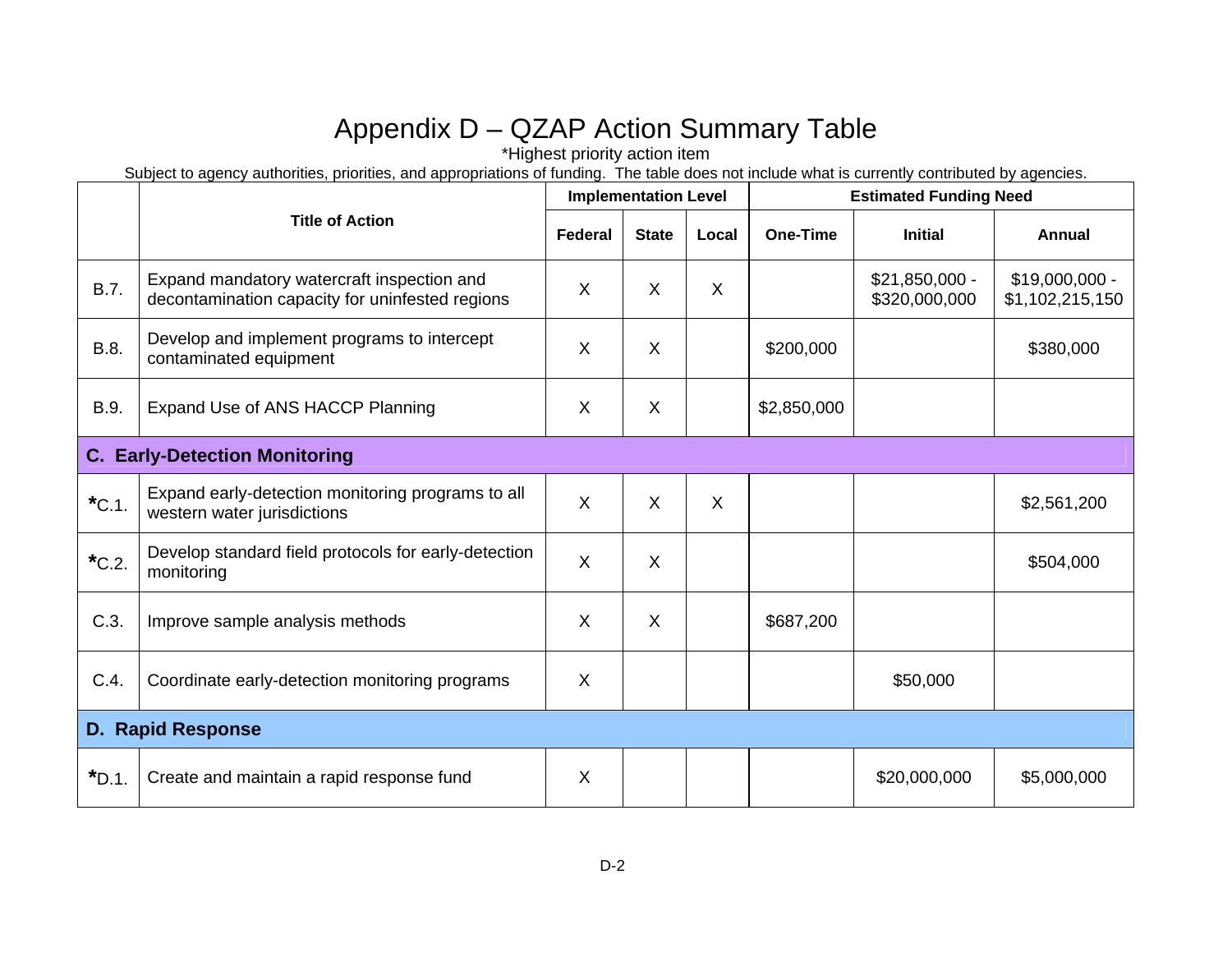# Appendix D – QZAP Action Summary Table

*Highest priority action item

Subject to agency authorities, priorities, and appropriations of funding. The table does not include what is currently contributed by agencies.

| | Title of Action | Implementation Level | | | Estimated Funding Need | | |
|---|---|---|---|---|---|---|---|
| | | Federal | State | Local | One-Time | Initial | Annual |
| B.7. | Expand mandatory watercraft inspection and decontamination capacity for uninfested regions | X | X | X | | $21,850,000 - $320,000,000 | $19,000,000 - $1,102,215,150 |
| B.8. | Develop and implement programs to intercept contaminated equipment | X | X | | $200,000 | | $380,000 |
| B.9. | Expand Use of ANS HACCP Planning | X | X | | $2,850,000 | | |
| **C. Early-Detection Monitoring** | | | | | | | |
| *C.1. | Expand early-detection monitoring programs to all western water jurisdictions | X | X | X | | | $2,561,200 |
| *C.2. | Develop standard field protocols for early-detection monitoring | X | X | | | | $504,000 |
| C.3. | Improve sample analysis methods | X | X | | $687,200 | | |
| C.4. | Coordinate early-detection monitoring programs | X | | | | $50,000 | |
| **D. Rapid Response** | | | | | | | |
| *D.1. | Create and maintain a rapid response fund | X | | | | $20,000,000 | $5,000,000 |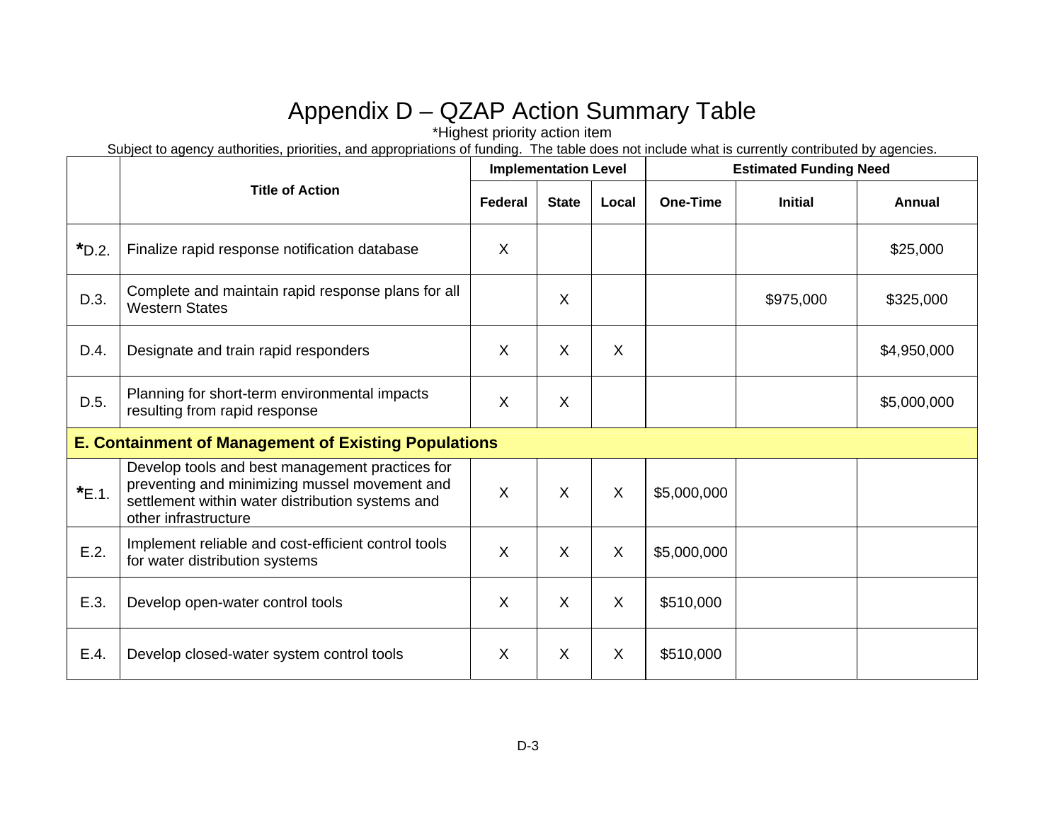# Appendix D – QZAP Action Summary Table

*Highest priority action item

Subject to agency authorities, priorities, and appropriations of funding. The table does not include what is currently contributed by agencies.

| | Title of Action | Implementation Level | | | Estimated Funding Need | | |
|---|---|---|---|---|---|---|---|
| | | Federal | State | Local | One-Time | Initial | Annual |
| *D.2. | Finalize rapid response notification database | X | | | | | $25,000 |
| D.3. | Complete and maintain rapid response plans for all Western States | | X | | | $975,000 | $325,000 |
| D.4. | Designate and train rapid responders | X | X | X | | | $4,950,000 |
| D.5. | Planning for short-term environmental impacts resulting from rapid response | X | X | | | | $5,000,000 |
| **E. Containment of Management of Existing Populations** | | | | | | | |
| *E.1. | Develop tools and best management practices for preventing and minimizing mussel movement and settlement within water distribution systems and other infrastructure | X | X | X | $5,000,000 | | |
| E.2. | Implement reliable and cost-efficient control tools for water distribution systems | X | X | X | $5,000,000 | | |
| E.3. | Develop open-water control tools | X | X | X | $510,000 | | |
| E.4. | Develop closed-water system control tools | X | X | X | $510,000 | | |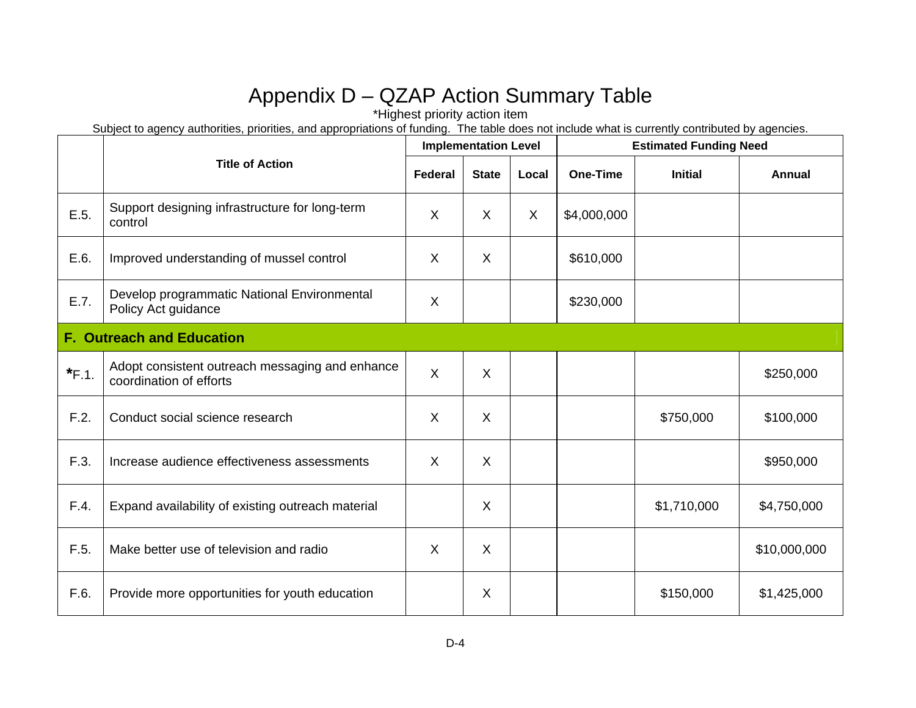# Appendix D – QZAP Action Summary Table

*Highest priority action item

Subject to agency authorities, priorities, and appropriations of funding. The table does not include what is currently contributed by agencies.

| | Title of Action | Implementation Level | | | Estimated Funding Need | | |
|---|---|---|---|---|---|---|---|
| | | Federal | State | Local | One-Time | Initial | Annual |
| E.5. | Support designing infrastructure for long-term control | X | X | X | $4,000,000 | | |
| E.6. | Improved understanding of mussel control | X | X | | $610,000 | | |
| E.7. | Develop programmatic National Environmental Policy Act guidance | X | | | $230,000 | | |
| **F. Outreach and Education** | | | | | | | |
| *F.1. | Adopt consistent outreach messaging and enhance coordination of efforts | X | X | | | | $250,000 |
| F.2. | Conduct social science research | X | X | | | $750,000 | $100,000 |
| F.3. | Increase audience effectiveness assessments | X | X | | | | $950,000 |
| F.4. | Expand availability of existing outreach material | | X | | | $1,710,000 | $4,750,000 |
| F.5. | Make better use of television and radio | X | X | | | | $10,000,000 |
| F.6. | Provide more opportunities for youth education | | X | | | $150,000 | $1,425,000 |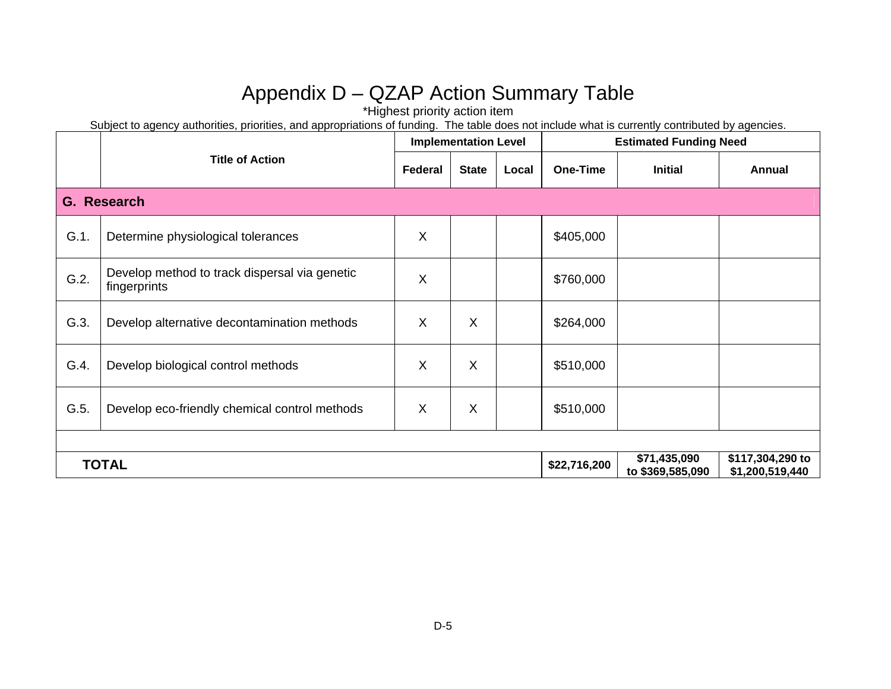# Appendix D – QZAP Action Summary Table

*Highest priority action item

Subject to agency authorities, priorities, and appropriations of funding. The table does not include what is currently contributed by agencies.

| | Title of Action | Implementation Level | | | Estimated Funding Need | | |
|---|---|---|---|---|---|---|---|
| | | Federal | State | Local | One-Time | Initial | Annual |
| **G. Research** | | | | | | | |
| G.1. | Determine physiological tolerances | X | | | $405,000 | | |
| G.2. | Develop method to track dispersal via genetic fingerprints | X | | | $760,000 | | |
| G.3. | Develop alternative decontamination methods | X | X | | $264,000 | | |
| G.4. | Develop biological control methods | X | X | | $510,000 | | |
| G.5. | Develop eco-friendly chemical control methods | X | X | | $510,000 | | |
| | | | | | | | |
| **TOTAL** | | | | | **$22,716,200** | **$71,435,090 to $369,585,090** | **$117,304,290 to $1,200,519,440** |